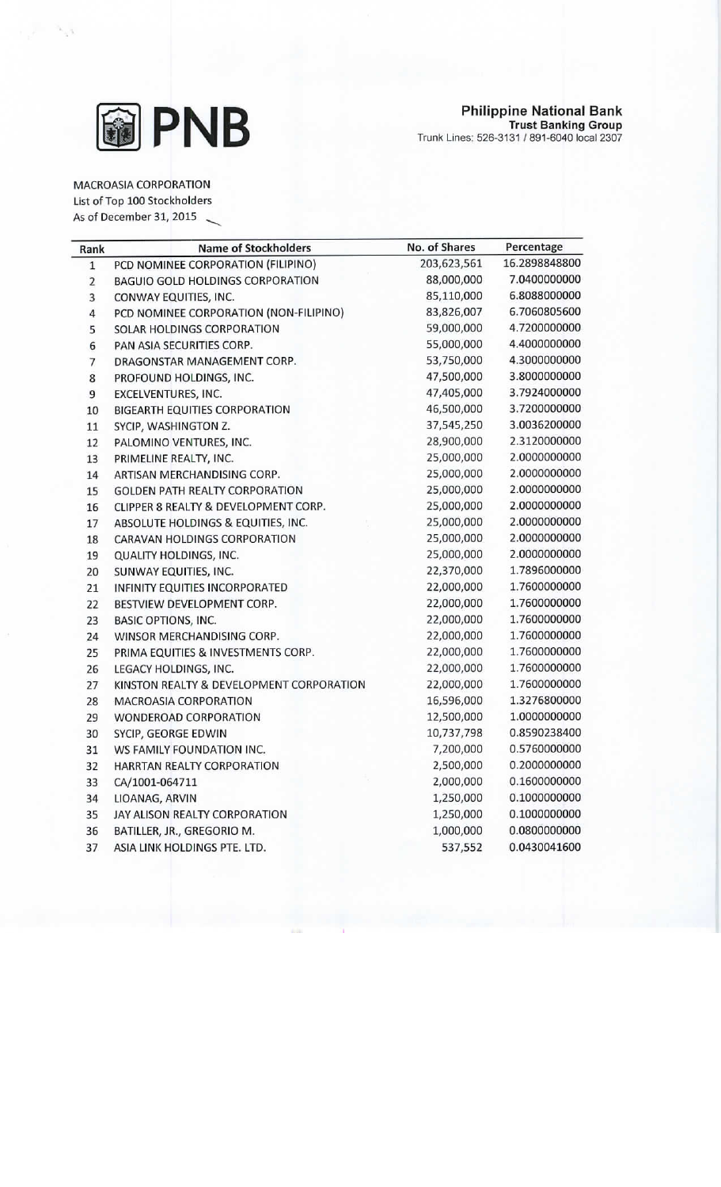**PNB**

**Philippine National Bank**
**Trust Banking Group**
Trunk Lines: 526-3131 / 891-6040 local 2307

MACROASIA CORPORATION
List of Top 100 Stockholders
As of December 31, 2015

| Rank | Name of Stockholders | No. of Shares | Percentage |
|---|---|---|---|
| 1 | PCD NOMINEE CORPORATION (FILIPINO) | 203,623,561 | 16.2898848800 |
| 2 | BAGUIO GOLD HOLDINGS CORPORATION | 88,000,000 | 7.0400000000 |
| 3 | CONWAY EQUITIES, INC. | 85,110,000 | 6.8088000000 |
| 4 | PCD NOMINEE CORPORATION (NON-FILIPINO) | 83,826,007 | 6.7060805600 |
| 5 | SOLAR HOLDINGS CORPORATION | 59,000,000 | 4.7200000000 |
| 6 | PAN ASIA SECURITIES CORP. | 55,000,000 | 4.4000000000 |
| 7 | DRAGONSTAR MANAGEMENT CORP. | 53,750,000 | 4.3000000000 |
| 8 | PROFOUND HOLDINGS, INC. | 47,500,000 | 3.8000000000 |
| 9 | EXCELVENTURES, INC. | 47,405,000 | 3.7924000000 |
| 10 | BIGEARTH EQUITIES CORPORATION | 46,500,000 | 3.7200000000 |
| 11 | SYCIP, WASHINGTON Z. | 37,545,250 | 3.0036200000 |
| 12 | PALOMINO VENTURES, INC. | 28,900,000 | 2.3120000000 |
| 13 | PRIMELINE REALTY, INC. | 25,000,000 | 2.0000000000 |
| 14 | ARTISAN MERCHANDISING CORP. | 25,000,000 | 2.0000000000 |
| 15 | GOLDEN PATH REALTY CORPORATION | 25,000,000 | 2.0000000000 |
| 16 | CLIPPER 8 REALTY & DEVELOPMENT CORP. | 25,000,000 | 2.0000000000 |
| 17 | ABSOLUTE HOLDINGS & EQUITIES, INC. | 25,000,000 | 2.0000000000 |
| 18 | CARAVAN HOLDINGS CORPORATION | 25,000,000 | 2.0000000000 |
| 19 | QUALITY HOLDINGS, INC. | 25,000,000 | 2.0000000000 |
| 20 | SUNWAY EQUITIES, INC. | 22,370,000 | 1.7896000000 |
| 21 | INFINITY EQUITIES INCORPORATED | 22,000,000 | 1.7600000000 |
| 22 | BESTVIEW DEVELOPMENT CORP. | 22,000,000 | 1.7600000000 |
| 23 | BASIC OPTIONS, INC. | 22,000,000 | 1.7600000000 |
| 24 | WINSOR MERCHANDISING CORP. | 22,000,000 | 1.7600000000 |
| 25 | PRIMA EQUITIES & INVESTMENTS CORP. | 22,000,000 | 1.7600000000 |
| 26 | LEGACY HOLDINGS, INC. | 22,000,000 | 1.7600000000 |
| 27 | KINSTON REALTY & DEVELOPMENT CORPORATION | 22,000,000 | 1.7600000000 |
| 28 | MACROASIA CORPORATION | 16,596,000 | 1.3276800000 |
| 29 | WONDEROAD CORPORATION | 12,500,000 | 1.0000000000 |
| 30 | SYCIP, GEORGE EDWIN | 10,737,798 | 0.8590238400 |
| 31 | WS FAMILY FOUNDATION INC. | 7,200,000 | 0.5760000000 |
| 32 | HARRTAN REALTY CORPORATION | 2,500,000 | 0.2000000000 |
| 33 | CA/1001-064711 | 2,000,000 | 0.1600000000 |
| 34 | LIOANAG, ARVIN | 1,250,000 | 0.1000000000 |
| 35 | JAY ALISON REALTY CORPORATION | 1,250,000 | 0.1000000000 |
| 36 | BATILLER, JR., GREGORIO M. | 1,000,000 | 0.0800000000 |
| 37 | ASIA LINK HOLDINGS PTE. LTD. | 537,552 | 0.0430041600 |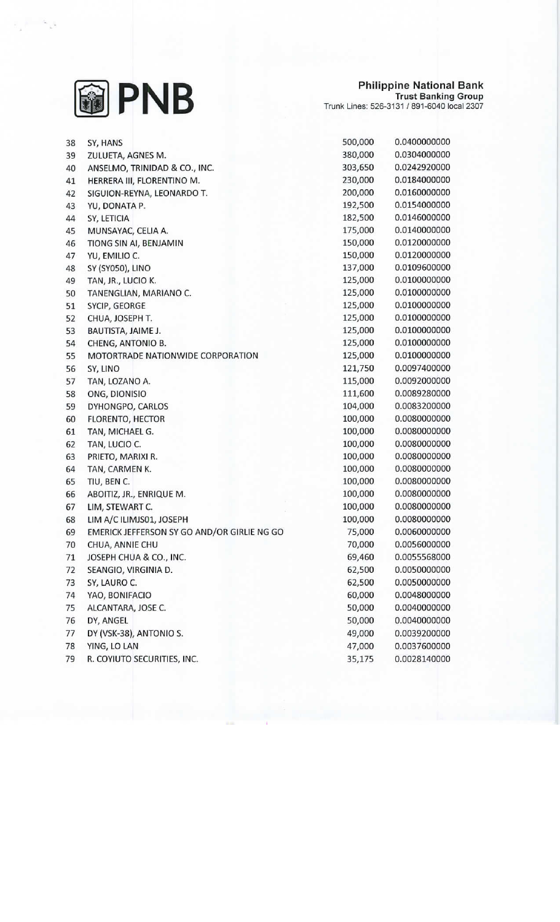| | | | |
|---|---|---|---|
| 38 | SY, HANS | 500,000 | 0.0400000000 |
| 39 | ZULUETA, AGNES M. | 380,000 | 0.0304000000 |
| 40 | ANSELMO, TRINIDAD & CO., INC. | 303,650 | 0.0242920000 |
| 41 | HERRERA III, FLORENTINO M. | 230,000 | 0.0184000000 |
| 42 | SIGUION-REYNA, LEONARDO T. | 200,000 | 0.0160000000 |
| 43 | YU, DONATA P. | 192,500 | 0.0154000000 |
| 44 | SY, LETICIA | 182,500 | 0.0146000000 |
| 45 | MUNSAYAC, CELIA A. | 175,000 | 0.0140000000 |
| 46 | TIONG SIN AI, BENJAMIN | 150,000 | 0.0120000000 |
| 47 | YU, EMILIO C. | 150,000 | 0.0120000000 |
| 48 | SY (SY050), LINO | 137,000 | 0.0109600000 |
| 49 | TAN, JR., LUCIO K. | 125,000 | 0.0100000000 |
| 50 | TANENGLIAN, MARIANO C. | 125,000 | 0.0100000000 |
| 51 | SYCIP, GEORGE | 125,000 | 0.0100000000 |
| 52 | CHUA, JOSEPH T. | 125,000 | 0.0100000000 |
| 53 | BAUTISTA, JAIME J. | 125,000 | 0.0100000000 |
| 54 | CHENG, ANTONIO B. | 125,000 | 0.0100000000 |
| 55 | MOTORTRADE NATIONWIDE CORPORATION | 125,000 | 0.0100000000 |
| 56 | SY, LINO | 121,750 | 0.0097400000 |
| 57 | TAN, LOZANO A. | 115,000 | 0.0092000000 |
| 58 | ONG, DIONISIO | 111,600 | 0.0089280000 |
| 59 | DYHONGPO, CARLOS | 104,000 | 0.0083200000 |
| 60 | FLORENTO, HECTOR | 100,000 | 0.0080000000 |
| 61 | TAN, MICHAEL G. | 100,000 | 0.0080000000 |
| 62 | TAN, LUCIO C. | 100,000 | 0.0080000000 |
| 63 | PRIETO, MARIXI R. | 100,000 | 0.0080000000 |
| 64 | TAN, CARMEN K. | 100,000 | 0.0080000000 |
| 65 | TIU, BEN C. | 100,000 | 0.0080000000 |
| 66 | ABOITIZ, JR., ENRIQUE M. | 100,000 | 0.0080000000 |
| 67 | LIM, STEWART C. | 100,000 | 0.0080000000 |
| 68 | LIM A/C ILIMJS01, JOSEPH | 100,000 | 0.0080000000 |
| 69 | EMERICK JEFFERSON SY GO AND/OR GIRLIE NG GO | 75,000 | 0.0060000000 |
| 70 | CHUA, ANNIE CHU | 70,000 | 0.0056000000 |
| 71 | JOSEPH CHUA & CO., INC. | 69,460 | 0.0055568000 |
| 72 | SEANGIO, VIRGINIA D. | 62,500 | 0.0050000000 |
| 73 | SY, LAURO C. | 62,500 | 0.0050000000 |
| 74 | YAO, BONIFACIO | 60,000 | 0.0048000000 |
| 75 | ALCANTARA, JOSE C. | 50,000 | 0.0040000000 |
| 76 | DY, ANGEL | 50,000 | 0.0040000000 |
| 77 | DY (VSK-38), ANTONIO S. | 49,000 | 0.0039200000 |
| 78 | YING, LO LAN | 47,000 | 0.0037600000 |
| 79 | R. COYIUTO SECURITIES, INC. | 35,175 | 0.0028140000 |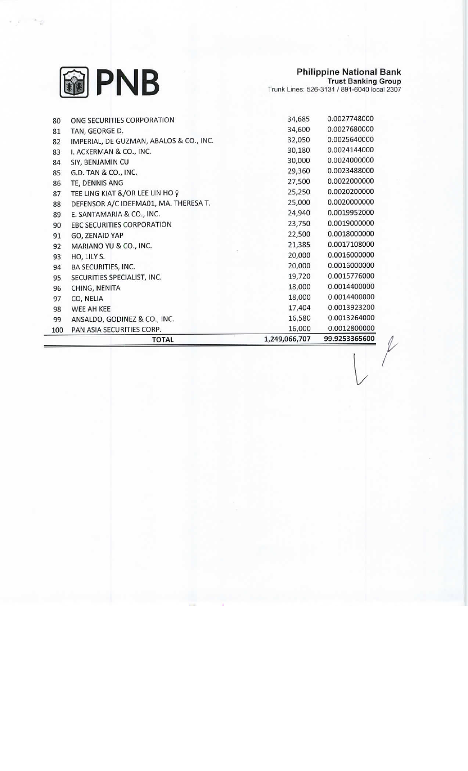**Philippine National Bank**
**Trust Banking Group**
Trunk Lines: 526-3131 / 891-6040 local 2307

| | | | |
|---|---|---|---|
| 80 | ONG SECURITIES CORPORATION | 34,685 | 0.0027748000 |
| 81 | TAN, GEORGE D. | 34,600 | 0.0027680000 |
| 82 | IMPERIAL, DE GUZMAN, ABALOS & CO., INC. | 32,050 | 0.0025640000 |
| 83 | I. ACKERMAN & CO., INC. | 30,180 | 0.0024144000 |
| 84 | SIY, BENJAMIN CU | 30,000 | 0.0024000000 |
| 85 | G.D. TAN & CO., INC. | 29,360 | 0.0023488000 |
| 86 | TE, DENNIS ANG | 27,500 | 0.0022000000 |
| 87 | TEE LING KIAT &/OR LEE LIN HO ÿ | 25,250 | 0.0020200000 |
| 88 | DEFENSOR A/C IDEFMA01, MA. THERESA T. | 25,000 | 0.0020000000 |
| 89 | E. SANTAMARIA & CO., INC. | 24,940 | 0.0019952000 |
| 90 | EBC SECURITIES CORPORATION | 23,750 | 0.0019000000 |
| 91 | GO, ZENAID YAP | 22,500 | 0.0018000000 |
| 92 | MARIANO YU & CO., INC. | 21,385 | 0.0017108000 |
| 93 | HO, LILY S. | 20,000 | 0.0016000000 |
| 94 | BA SECURITIES, INC. | 20,000 | 0.0016000000 |
| 95 | SECURITIES SPECIALIST, INC. | 19,720 | 0.0015776000 |
| 96 | CHING, NENITA | 18,000 | 0.0014400000 |
| 97 | CO, NELIA | 18,000 | 0.0014400000 |
| 98 | WEE AH KEE | 17,404 | 0.0013923200 |
| 99 | ANSALDO, GODINEZ & CO., INC. | 16,580 | 0.0013264000 |
| 100 | PAN ASIA SECURITIES CORP. | 16,000 | 0.0012800000 |
| | **TOTAL** | **1,249,066,707** | **99.9253365600** |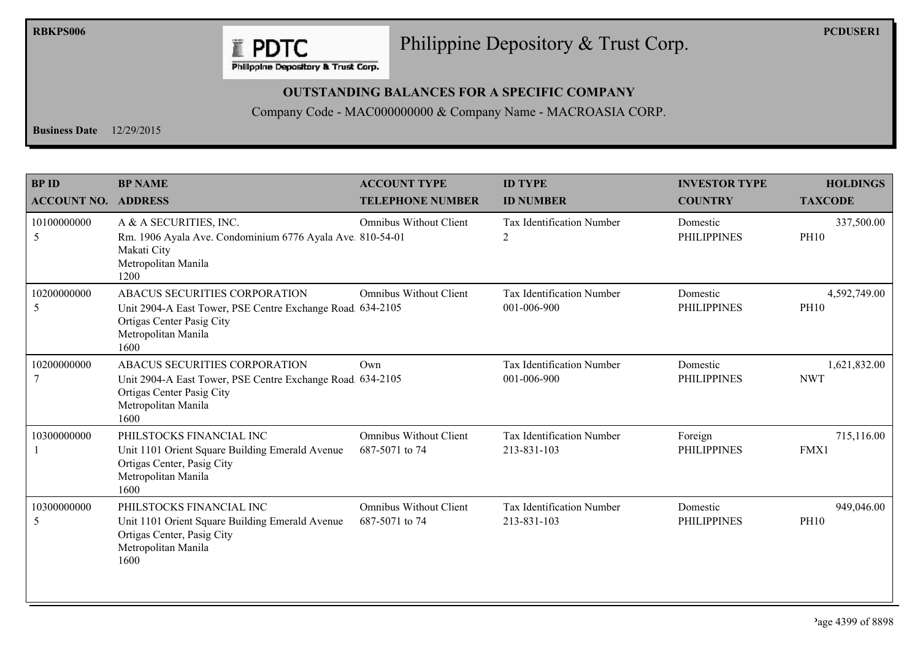RBKPS006 PCDUSER1

# Philippine Depository & Trust Corp.

**OUTSTANDING BALANCES FOR A SPECIFIC COMPANY**

Company Code - MAC000000000 & Company Name - MACROASIA CORP.

**Business Date** 12/29/2015

| BP ID<br>ACCOUNT NO. | BP NAME<br>ADDRESS | ACCOUNT TYPE<br>TELEPHONE NUMBER | ID TYPE<br>ID NUMBER | INVESTOR TYPE<br>COUNTRY | HOLDINGS<br>TAXCODE |
|---|---|---|---|---|---|
| 10100000000<br>5 | A & A SECURITIES, INC.<br>Rm. 1906 Ayala Ave. Condominium 6776 Ayala Ave.<br>Makati City<br>Metropolitan Manila<br>1200 | Omnibus Without Client<br>810-54-01 | Tax Identification Number<br>2 | Domestic<br>PHILIPPINES | 337,500.00<br>PH10 |
| 10200000000<br>5 | ABACUS SECURITIES CORPORATION<br>Unit 2904-A East Tower, PSE Centre Exchange Road<br>Ortigas Center Pasig City<br>Metropolitan Manila<br>1600 | Omnibus Without Client<br>634-2105 | Tax Identification Number<br>001-006-900 | Domestic<br>PHILIPPINES | 4,592,749.00<br>PH10 |
| 10200000000<br>7 | ABACUS SECURITIES CORPORATION<br>Unit 2904-A East Tower, PSE Centre Exchange Road<br>Ortigas Center Pasig City<br>Metropolitan Manila<br>1600 | Own<br>634-2105 | Tax Identification Number<br>001-006-900 | Domestic<br>PHILIPPINES | 1,621,832.00<br>NWT |
| 10300000000<br>1 | PHILSTOCKS FINANCIAL INC<br>Unit 1101 Orient Square Building Emerald Avenue<br>Ortigas Center, Pasig City<br>Metropolitan Manila<br>1600 | Omnibus Without Client<br>687-5071 to 74 | Tax Identification Number<br>213-831-103 | Foreign<br>PHILIPPINES | 715,116.00<br>FMX1 |
| 10300000000<br>5 | PHILSTOCKS FINANCIAL INC<br>Unit 1101 Orient Square Building Emerald Avenue<br>Ortigas Center, Pasig City<br>Metropolitan Manila<br>1600 | Omnibus Without Client<br>687-5071 to 74 | Tax Identification Number<br>213-831-103 | Domestic<br>PHILIPPINES | 949,046.00<br>PH10 |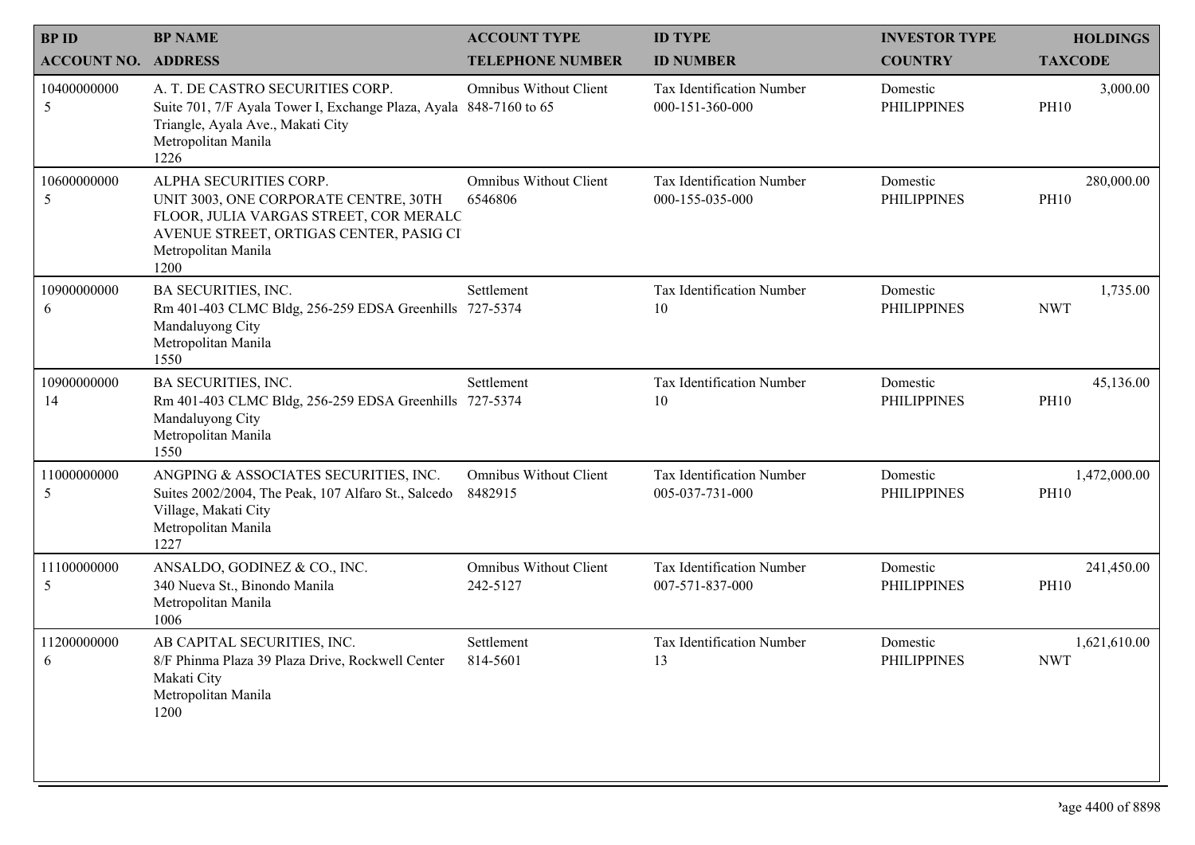| BP ID<br>ACCOUNT NO. | BP NAME<br>ADDRESS | ACCOUNT TYPE<br>TELEPHONE NUMBER | ID TYPE<br>ID NUMBER | INVESTOR TYPE<br>COUNTRY | HOLDINGS<br>TAXCODE |
|---|---|---|---|---|---|
| 10400000000<br>5 | A. T. DE CASTRO SECURITIES CORP.<br>Suite 701, 7/F Ayala Tower I, Exchange Plaza, Ayala Triangle, Ayala Ave., Makati City<br>Metropolitan Manila<br>1226 | Omnibus Without Client<br>848-7160 to 65 | Tax Identification Number<br>000-151-360-000 | Domestic<br>PHILIPPINES | 3,000.00<br>PH10 |
| 10600000000<br>5 | ALPHA SECURITIES CORP.<br>UNIT 3003, ONE CORPORATE CENTRE, 30TH FLOOR, JULIA VARGAS STREET, COR MERALC AVENUE STREET, ORTIGAS CENTER, PASIG CI<br>Metropolitan Manila<br>1200 | Omnibus Without Client<br>6546806 | Tax Identification Number<br>000-155-035-000 | Domestic<br>PHILIPPINES | 280,000.00<br>PH10 |
| 10900000000<br>6 | BA SECURITIES, INC.<br>Rm 401-403 CLMC Bldg, 256-259 EDSA Greenhills Mandaluyong City<br>Metropolitan Manila<br>1550 | Settlement<br>727-5374 | Tax Identification Number<br>10 | Domestic<br>PHILIPPINES | 1,735.00<br>NWT |
| 10900000000<br>14 | BA SECURITIES, INC.<br>Rm 401-403 CLMC Bldg, 256-259 EDSA Greenhills Mandaluyong City<br>Metropolitan Manila<br>1550 | Settlement<br>727-5374 | Tax Identification Number<br>10 | Domestic<br>PHILIPPINES | 45,136.00<br>PH10 |
| 11000000000<br>5 | ANGPING & ASSOCIATES SECURITIES, INC.<br>Suites 2002/2004, The Peak, 107 Alfaro St., Salcedo Village, Makati City<br>Metropolitan Manila<br>1227 | Omnibus Without Client<br>8482915 | Tax Identification Number<br>005-037-731-000 | Domestic<br>PHILIPPINES | 1,472,000.00<br>PH10 |
| 11100000000<br>5 | ANSALDO, GODINEZ & CO., INC.<br>340 Nueva St., Binondo Manila<br>Metropolitan Manila<br>1006 | Omnibus Without Client<br>242-5127 | Tax Identification Number<br>007-571-837-000 | Domestic<br>PHILIPPINES | 241,450.00<br>PH10 |
| 11200000000<br>6 | AB CAPITAL SECURITIES, INC.<br>8/F Phinma Plaza 39 Plaza Drive, Rockwell Center Makati City<br>Metropolitan Manila<br>1200 | Settlement<br>814-5601 | Tax Identification Number<br>13 | Domestic<br>PHILIPPINES | 1,621,610.00<br>NWT |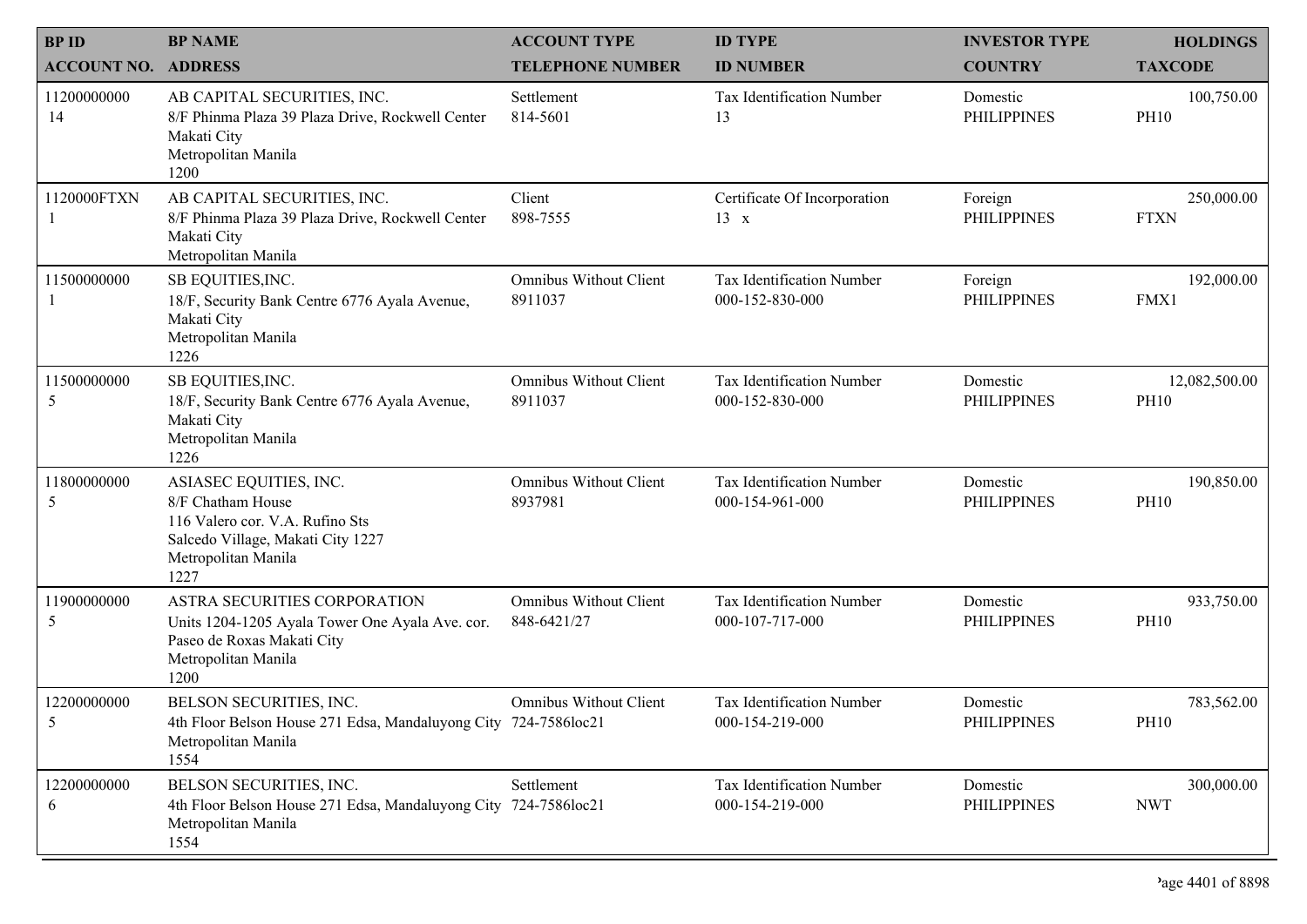| BP ID<br>ACCOUNT NO. | BP NAME<br>ADDRESS | ACCOUNT TYPE<br>TELEPHONE NUMBER | ID TYPE<br>ID NUMBER | INVESTOR TYPE<br>COUNTRY | HOLDINGS<br>TAXCODE |
|---|---|---|---|---|---|
| 11200000000<br>14 | AB CAPITAL SECURITIES, INC.<br>8/F Phinma Plaza 39 Plaza Drive, Rockwell Center<br>Makati City<br>Metropolitan Manila<br>1200 | Settlement<br>814-5601 | Tax Identification Number<br>13 | Domestic<br>PHILIPPINES | 100,750.00<br>PH10 |
| 1120000FTXN<br>1 | AB CAPITAL SECURITIES, INC.<br>8/F Phinma Plaza 39 Plaza Drive, Rockwell Center<br>Makati City<br>Metropolitan Manila | Client<br>898-7555 | Certificate Of Incorporation<br>13 x | Foreign<br>PHILIPPINES | 250,000.00<br>FTXN |
| 11500000000<br>1 | SB EQUITIES,INC.<br>18/F, Security Bank Centre 6776 Ayala Avenue,<br>Makati City<br>Metropolitan Manila<br>1226 | Omnibus Without Client<br>8911037 | Tax Identification Number<br>000-152-830-000 | Foreign<br>PHILIPPINES | 192,000.00<br>FMX1 |
| 11500000000<br>5 | SB EQUITIES,INC.<br>18/F, Security Bank Centre 6776 Ayala Avenue,<br>Makati City<br>Metropolitan Manila<br>1226 | Omnibus Without Client<br>8911037 | Tax Identification Number<br>000-152-830-000 | Domestic<br>PHILIPPINES | 12,082,500.00<br>PH10 |
| 11800000000<br>5 | ASIASEC EQUITIES, INC.<br>8/F Chatham House<br>116 Valero cor. V.A. Rufino Sts<br>Salcedo Village, Makati City 1227<br>Metropolitan Manila<br>1227 | Omnibus Without Client<br>8937981 | Tax Identification Number<br>000-154-961-000 | Domestic<br>PHILIPPINES | 190,850.00<br>PH10 |
| 11900000000<br>5 | ASTRA SECURITIES CORPORATION<br>Units 1204-1205 Ayala Tower One Ayala Ave. cor.<br>Paseo de Roxas Makati City<br>Metropolitan Manila<br>1200 | Omnibus Without Client<br>848-6421/27 | Tax Identification Number<br>000-107-717-000 | Domestic<br>PHILIPPINES | 933,750.00<br>PH10 |
| 12200000000<br>5 | BELSON SECURITIES, INC.<br>4th Floor Belson House 271 Edsa, Mandaluyong City<br>Metropolitan Manila<br>1554 | Omnibus Without Client<br>724-7586loc21 | Tax Identification Number<br>000-154-219-000 | Domestic<br>PHILIPPINES | 783,562.00<br>PH10 |
| 12200000000<br>6 | BELSON SECURITIES, INC.<br>4th Floor Belson House 271 Edsa, Mandaluyong City<br>Metropolitan Manila<br>1554 | Settlement<br>724-7586loc21 | Tax Identification Number<br>000-154-219-000 | Domestic<br>PHILIPPINES | 300,000.00<br>NWT |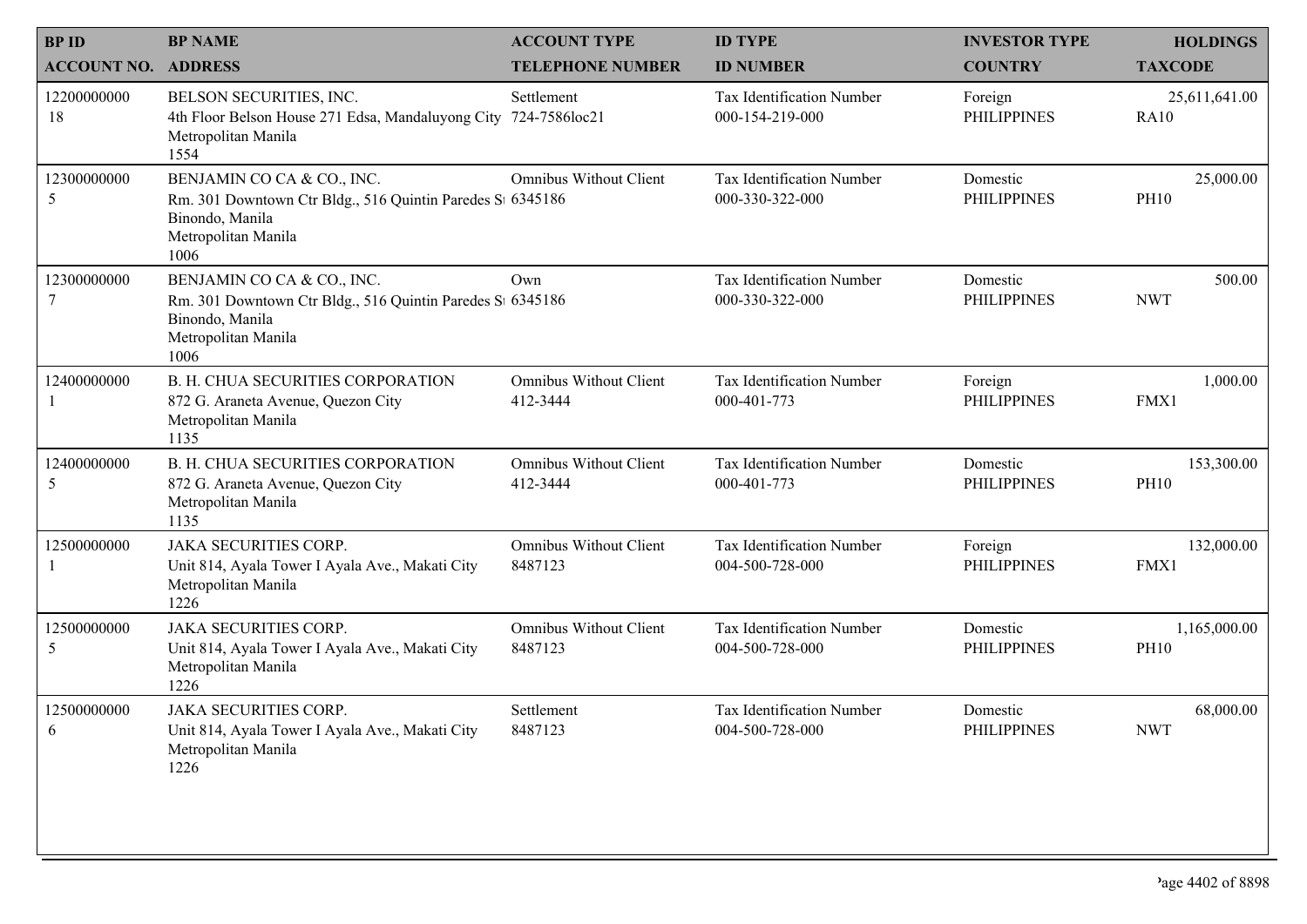| BP ID<br>ACCOUNT NO. | BP NAME<br>ADDRESS | ACCOUNT TYPE<br>TELEPHONE NUMBER | ID TYPE<br>ID NUMBER | INVESTOR TYPE<br>COUNTRY | HOLDINGS<br>TAXCODE |
|---|---|---|---|---|---|
| 12200000000<br>18 | BELSON SECURITIES, INC.<br>4th Floor Belson House 271 Edsa, Mandaluyong City<br>Metropolitan Manila<br>1554 | Settlement<br>724-7586loc21 | Tax Identification Number<br>000-154-219-000 | Foreign<br>PHILIPPINES | 25,611,641.00<br>RA10 |
| 12300000000<br>5 | BENJAMIN CO CA & CO., INC.<br>Rm. 301 Downtown Ctr Bldg., 516 Quintin Paredes St<br>Binondo, Manila<br>Metropolitan Manila<br>1006 | Omnibus Without Client<br>6345186 | Tax Identification Number<br>000-330-322-000 | Domestic<br>PHILIPPINES | 25,000.00<br>PH10 |
| 12300000000<br>7 | BENJAMIN CO CA & CO., INC.<br>Rm. 301 Downtown Ctr Bldg., 516 Quintin Paredes St<br>Binondo, Manila<br>Metropolitan Manila<br>1006 | Own<br>6345186 | Tax Identification Number<br>000-330-322-000 | Domestic<br>PHILIPPINES | 500.00<br>NWT |
| 12400000000<br>1 | B. H. CHUA SECURITIES CORPORATION<br>872 G. Araneta Avenue, Quezon City<br>Metropolitan Manila<br>1135 | Omnibus Without Client<br>412-3444 | Tax Identification Number<br>000-401-773 | Foreign<br>PHILIPPINES | 1,000.00<br>FMX1 |
| 12400000000<br>5 | B. H. CHUA SECURITIES CORPORATION<br>872 G. Araneta Avenue, Quezon City<br>Metropolitan Manila<br>1135 | Omnibus Without Client<br>412-3444 | Tax Identification Number<br>000-401-773 | Domestic<br>PHILIPPINES | 153,300.00<br>PH10 |
| 12500000000<br>1 | JAKA SECURITIES CORP.<br>Unit 814, Ayala Tower I Ayala Ave., Makati City<br>Metropolitan Manila<br>1226 | Omnibus Without Client<br>8487123 | Tax Identification Number<br>004-500-728-000 | Foreign<br>PHILIPPINES | 132,000.00<br>FMX1 |
| 12500000000<br>5 | JAKA SECURITIES CORP.<br>Unit 814, Ayala Tower I Ayala Ave., Makati City<br>Metropolitan Manila<br>1226 | Omnibus Without Client<br>8487123 | Tax Identification Number<br>004-500-728-000 | Domestic<br>PHILIPPINES | 1,165,000.00<br>PH10 |
| 12500000000<br>6 | JAKA SECURITIES CORP.<br>Unit 814, Ayala Tower I Ayala Ave., Makati City<br>Metropolitan Manila<br>1226 | Settlement<br>8487123 | Tax Identification Number<br>004-500-728-000 | Domestic<br>PHILIPPINES | 68,000.00<br>NWT |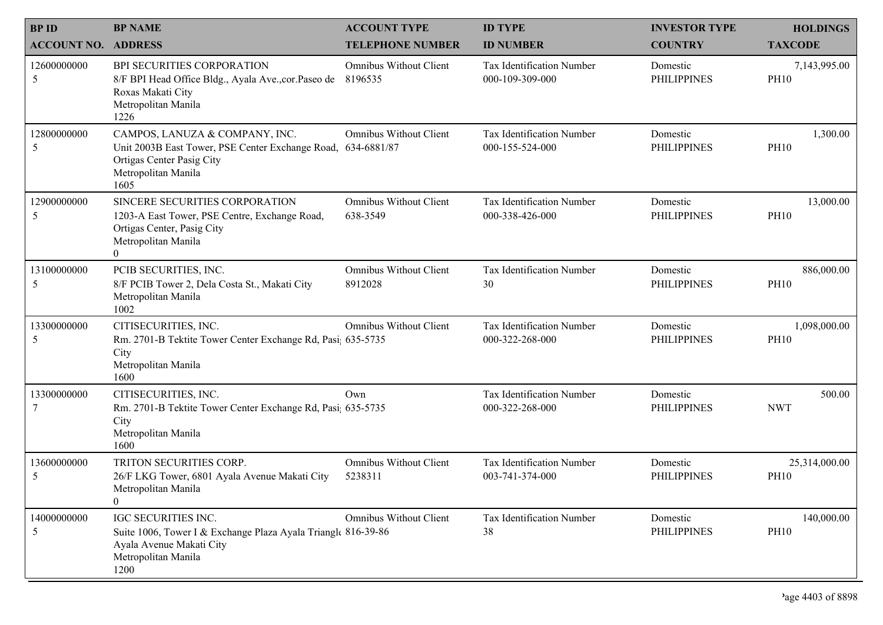| BP ID<br>ACCOUNT NO. | BP NAME<br>ADDRESS | ACCOUNT TYPE<br>TELEPHONE NUMBER | ID TYPE<br>ID NUMBER | INVESTOR TYPE<br>COUNTRY | HOLDINGS<br>TAXCODE |
|---|---|---|---|---|---|
| 12600000000<br>5 | BPI SECURITIES CORPORATION<br>8/F BPI Head Office Bldg., Ayala Ave.,cor.Paseo de Roxas Makati City<br>Metropolitan Manila<br>1226 | Omnibus Without Client<br>8196535 | Tax Identification Number<br>000-109-309-000 | Domestic<br>PHILIPPINES | 7,143,995.00<br>PH10 |
| 12800000000<br>5 | CAMPOS, LANUZA & COMPANY, INC.<br>Unit 2003B East Tower, PSE Center Exchange Road, Ortigas Center Pasig City<br>Metropolitan Manila<br>1605 | Omnibus Without Client<br>634-6881/87 | Tax Identification Number<br>000-155-524-000 | Domestic<br>PHILIPPINES | 1,300.00<br>PH10 |
| 12900000000<br>5 | SINCERE SECURITIES CORPORATION<br>1203-A East Tower, PSE Centre, Exchange Road, Ortigas Center, Pasig City<br>Metropolitan Manila<br>0 | Omnibus Without Client<br>638-3549 | Tax Identification Number<br>000-338-426-000 | Domestic<br>PHILIPPINES | 13,000.00<br>PH10 |
| 13100000000<br>5 | PCIB SECURITIES, INC.<br>8/F PCIB Tower 2, Dela Costa St., Makati City<br>Metropolitan Manila<br>1002 | Omnibus Without Client<br>8912028 | Tax Identification Number<br>30 | Domestic<br>PHILIPPINES | 886,000.00<br>PH10 |
| 13300000000<br>5 | CITISECURITIES, INC.<br>Rm. 2701-B Tektite Tower Center Exchange Rd, Pasi City<br>Metropolitan Manila<br>1600 | Omnibus Without Client<br>635-5735 | Tax Identification Number<br>000-322-268-000 | Domestic<br>PHILIPPINES | 1,098,000.00<br>PH10 |
| 13300000000<br>7 | CITISECURITIES, INC.<br>Rm. 2701-B Tektite Tower Center Exchange Rd, Pasi City<br>Metropolitan Manila<br>1600 | Own<br>635-5735 | Tax Identification Number<br>000-322-268-000 | Domestic<br>PHILIPPINES | 500.00<br>NWT |
| 13600000000<br>5 | TRITON SECURITIES CORP.<br>26/F LKG Tower, 6801 Ayala Avenue Makati City<br>Metropolitan Manila<br>0 | Omnibus Without Client<br>5238311 | Tax Identification Number<br>003-741-374-000 | Domestic<br>PHILIPPINES | 25,314,000.00<br>PH10 |
| 14000000000<br>5 | IGC SECURITIES INC.<br>Suite 1006, Tower I & Exchange Plaza Ayala Triangl Ayala Avenue Makati City<br>Metropolitan Manila<br>1200 | Omnibus Without Client<br>816-39-86 | Tax Identification Number<br>38 | Domestic<br>PHILIPPINES | 140,000.00<br>PH10 |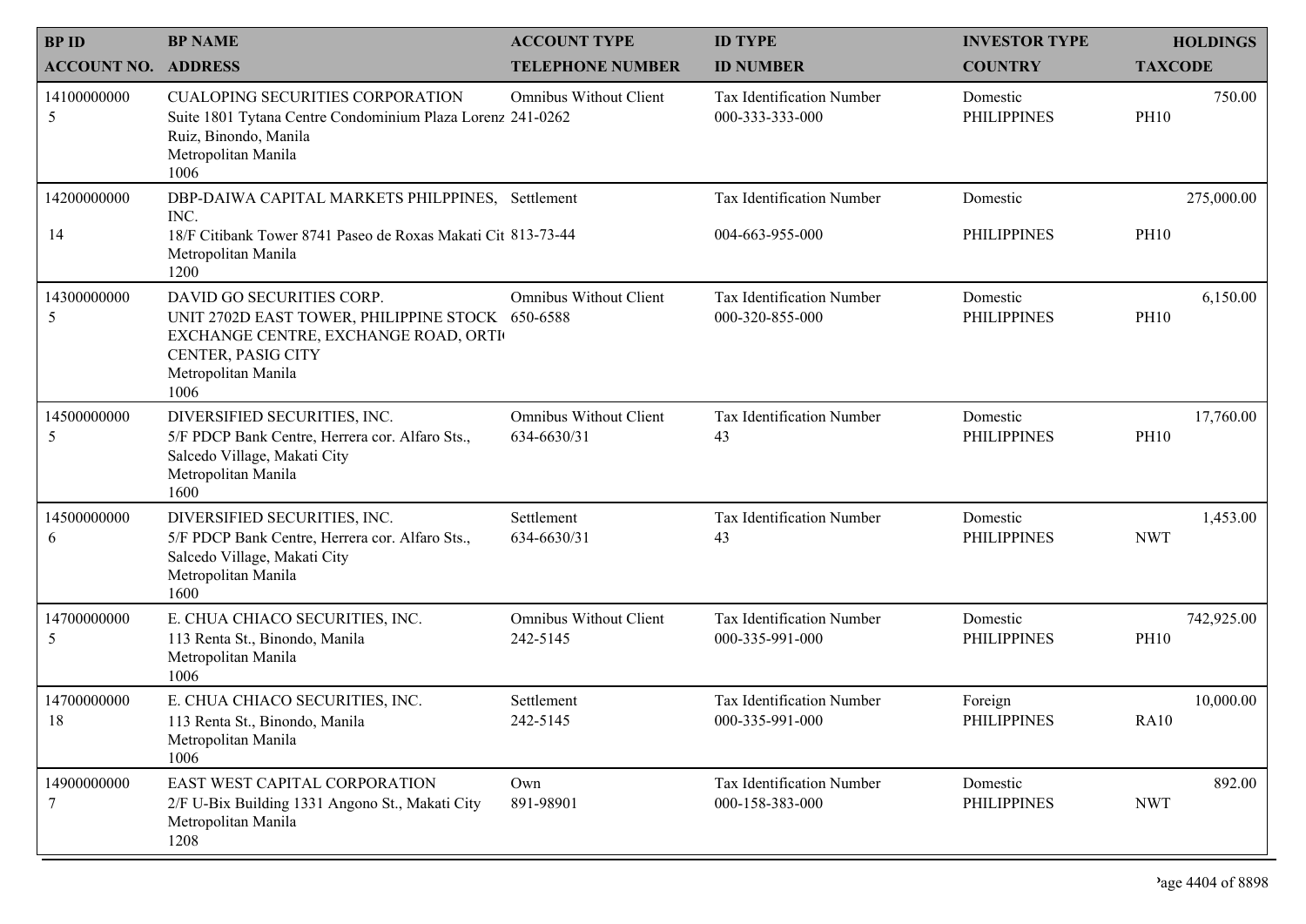| BP ID<br>ACCOUNT NO. | BP NAME<br>ADDRESS | ACCOUNT TYPE<br>TELEPHONE NUMBER | ID TYPE<br>ID NUMBER | INVESTOR TYPE<br>COUNTRY | HOLDINGS<br>TAXCODE |
|---|---|---|---|---|---|
| 14100000000<br>5 | CUALOPING SECURITIES CORPORATION<br>Suite 1801 Tytana Centre Condominium Plaza Lorenz Ruiz, Binondo, Manila<br>Metropolitan Manila<br>1006 | Omnibus Without Client<br>241-0262 | Tax Identification Number<br>000-333-333-000 | Domestic<br>PHILIPPINES | 750.00<br>PH10 |
| 14200000000<br>14 | DBP-DAIWA CAPITAL MARKETS PHILPPINES, INC.<br>18/F Citibank Tower 8741 Paseo de Roxas Makati Cit<br>Metropolitan Manila<br>1200 | Settlement<br>813-73-44 | Tax Identification Number<br>004-663-955-000 | Domestic<br>PHILIPPINES | 275,000.00<br>PH10 |
| 14300000000<br>5 | DAVID GO SECURITIES CORP.<br>UNIT 2702D EAST TOWER, PHILIPPINE STOCK EXCHANGE CENTRE, EXCHANGE ROAD, ORTI CENTER, PASIG CITY<br>Metropolitan Manila<br>1006 | Omnibus Without Client<br>650-6588 | Tax Identification Number<br>000-320-855-000 | Domestic<br>PHILIPPINES | 6,150.00<br>PH10 |
| 14500000000<br>5 | DIVERSIFIED SECURITIES, INC.<br>5/F PDCP Bank Centre, Herrera cor. Alfaro Sts., Salcedo Village, Makati City<br>Metropolitan Manila<br>1600 | Omnibus Without Client<br>634-6630/31 | Tax Identification Number<br>43 | Domestic<br>PHILIPPINES | 17,760.00<br>PH10 |
| 14500000000<br>6 | DIVERSIFIED SECURITIES, INC.<br>5/F PDCP Bank Centre, Herrera cor. Alfaro Sts., Salcedo Village, Makati City<br>Metropolitan Manila<br>1600 | Settlement<br>634-6630/31 | Tax Identification Number<br>43 | Domestic<br>PHILIPPINES | 1,453.00<br>NWT |
| 14700000000<br>5 | E. CHUA CHIACO SECURITIES, INC.<br>113 Renta St., Binondo, Manila<br>Metropolitan Manila<br>1006 | Omnibus Without Client<br>242-5145 | Tax Identification Number<br>000-335-991-000 | Domestic<br>PHILIPPINES | 742,925.00<br>PH10 |
| 14700000000<br>18 | E. CHUA CHIACO SECURITIES, INC.<br>113 Renta St., Binondo, Manila<br>Metropolitan Manila<br>1006 | Settlement<br>242-5145 | Tax Identification Number<br>000-335-991-000 | Foreign<br>PHILIPPINES | 10,000.00<br>RA10 |
| 14900000000<br>7 | EAST WEST CAPITAL CORPORATION<br>2/F U-Bix Building 1331 Angono St., Makati City<br>Metropolitan Manila<br>1208 | Own<br>891-98901 | Tax Identification Number<br>000-158-383-000 | Domestic<br>PHILIPPINES | 892.00<br>NWT |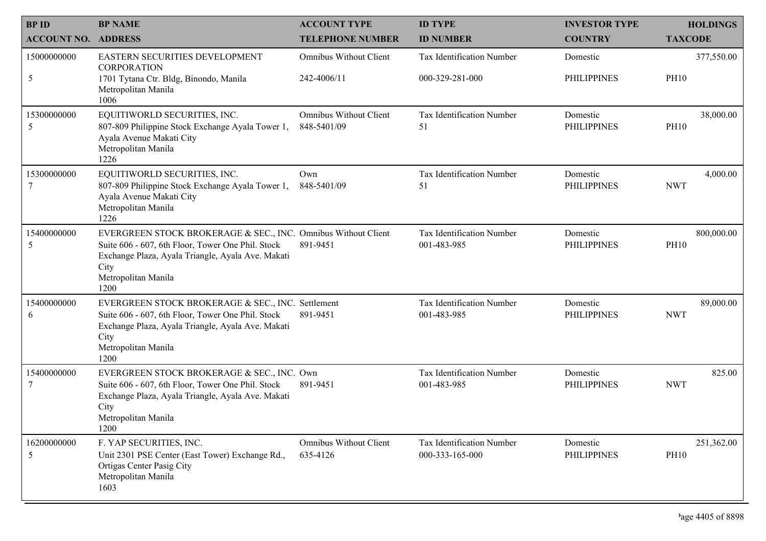| BP ID<br>ACCOUNT NO. | BP NAME<br>ADDRESS | ACCOUNT TYPE<br>TELEPHONE NUMBER | ID TYPE<br>ID NUMBER | INVESTOR TYPE<br>COUNTRY | HOLDINGS<br>TAXCODE |
|---|---|---|---|---|---|
| 15000000000<br>5 | EASTERN SECURITIES DEVELOPMENT CORPORATION<br>1701 Tytana Ctr. Bldg, Binondo, Manila<br>Metropolitan Manila<br>1006 | Omnibus Without Client<br>242-4006/11 | Tax Identification Number<br>000-329-281-000 | Domestic<br>PHILIPPINES | 377,550.00<br>PH10 |
| 15300000000<br>5 | EQUITIWORLD SECURITIES, INC.<br>807-809 Philippine Stock Exchange Ayala Tower 1, Ayala Avenue Makati City<br>Metropolitan Manila<br>1226 | Omnibus Without Client<br>848-5401/09 | Tax Identification Number<br>51 | Domestic<br>PHILIPPINES | 38,000.00<br>PH10 |
| 15300000000<br>7 | EQUITIWORLD SECURITIES, INC.<br>807-809 Philippine Stock Exchange Ayala Tower 1, Ayala Avenue Makati City<br>Metropolitan Manila<br>1226 | Own<br>848-5401/09 | Tax Identification Number<br>51 | Domestic<br>PHILIPPINES | 4,000.00<br>NWT |
| 15400000000<br>5 | EVERGREEN STOCK BROKERAGE & SEC., INC.<br>Suite 606 - 607, 6th Floor, Tower One Phil. Stock Exchange Plaza, Ayala Triangle, Ayala Ave. Makati City<br>Metropolitan Manila<br>1200 | Omnibus Without Client<br>891-9451 | Tax Identification Number<br>001-483-985 | Domestic<br>PHILIPPINES | 800,000.00<br>PH10 |
| 15400000000<br>6 | EVERGREEN STOCK BROKERAGE & SEC., INC.<br>Suite 606 - 607, 6th Floor, Tower One Phil. Stock Exchange Plaza, Ayala Triangle, Ayala Ave. Makati City<br>Metropolitan Manila<br>1200 | Settlement<br>891-9451 | Tax Identification Number<br>001-483-985 | Domestic<br>PHILIPPINES | 89,000.00<br>NWT |
| 15400000000<br>7 | EVERGREEN STOCK BROKERAGE & SEC., INC.<br>Suite 606 - 607, 6th Floor, Tower One Phil. Stock Exchange Plaza, Ayala Triangle, Ayala Ave. Makati City<br>Metropolitan Manila<br>1200 | Own<br>891-9451 | Tax Identification Number<br>001-483-985 | Domestic<br>PHILIPPINES | 825.00<br>NWT |
| 16200000000<br>5 | F. YAP SECURITIES, INC.<br>Unit 2301 PSE Center (East Tower) Exchange Rd., Ortigas Center Pasig City<br>Metropolitan Manila<br>1603 | Omnibus Without Client<br>635-4126 | Tax Identification Number<br>000-333-165-000 | Domestic<br>PHILIPPINES | 251,362.00<br>PH10 |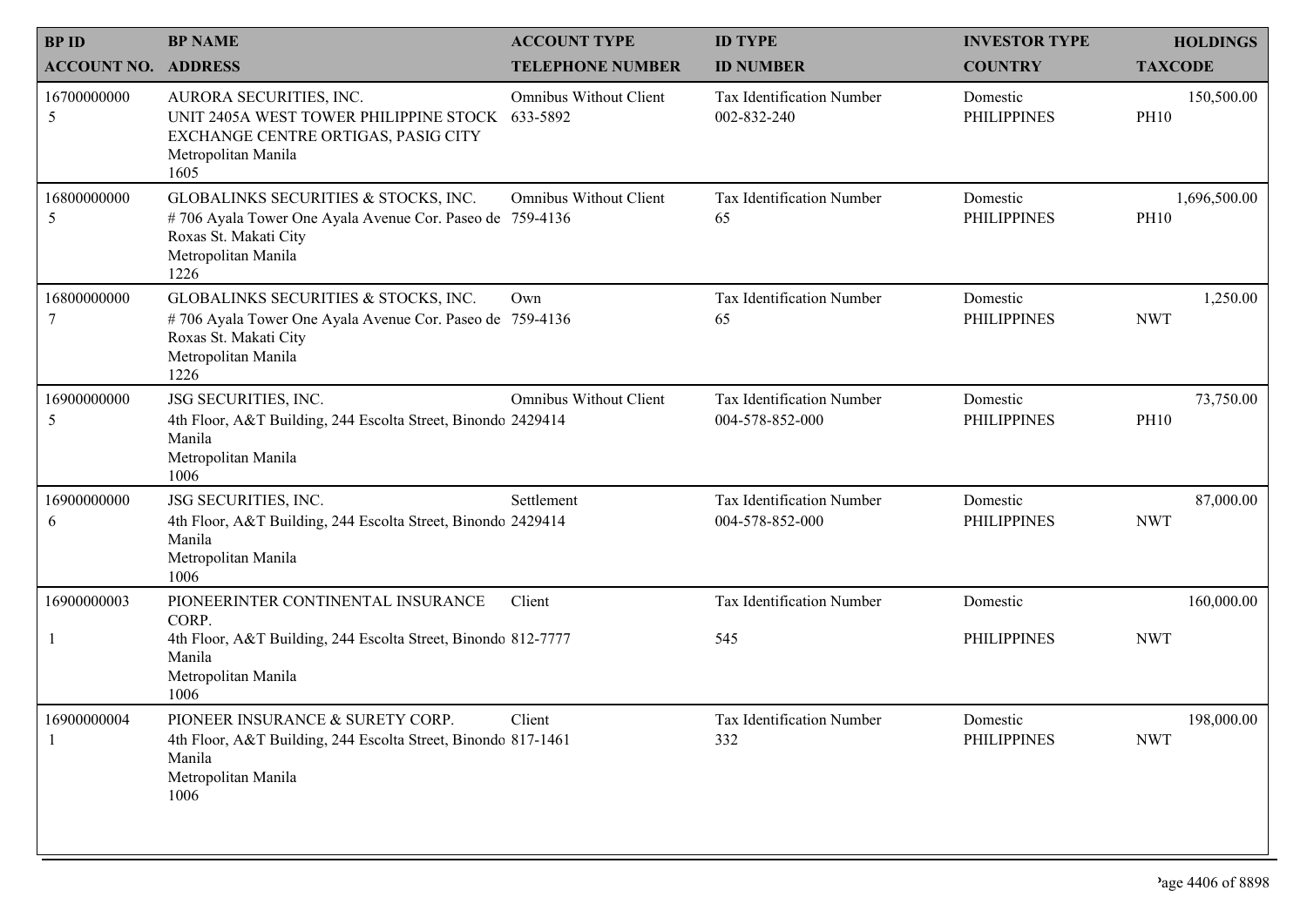| BP ID<br>ACCOUNT NO. | BP NAME<br>ADDRESS | ACCOUNT TYPE<br>TELEPHONE NUMBER | ID TYPE<br>ID NUMBER | INVESTOR TYPE<br>COUNTRY | HOLDINGS<br>TAXCODE |
|---|---|---|---|---|---|
| 16700000000<br>5 | AURORA SECURITIES, INC.<br>UNIT 2405A WEST TOWER PHILIPPINE STOCK EXCHANGE CENTRE ORTIGAS, PASIG CITY<br>Metropolitan Manila<br>1605 | Omnibus Without Client<br>633-5892 | Tax Identification Number<br>002-832-240 | Domestic<br>PHILIPPINES | 150,500.00<br>PH10 |
| 16800000000<br>5 | GLOBALINKS SECURITIES & STOCKS, INC.<br># 706 Ayala Tower One Ayala Avenue Cor. Paseo de Roxas St. Makati City<br>Metropolitan Manila<br>1226 | Omnibus Without Client<br>759-4136 | Tax Identification Number<br>65 | Domestic<br>PHILIPPINES | 1,696,500.00<br>PH10 |
| 16800000000<br>7 | GLOBALINKS SECURITIES & STOCKS, INC.<br># 706 Ayala Tower One Ayala Avenue Cor. Paseo de Roxas St. Makati City<br>Metropolitan Manila<br>1226 | Own<br>759-4136 | Tax Identification Number<br>65 | Domestic<br>PHILIPPINES | 1,250.00<br>NWT |
| 16900000000<br>5 | JSG SECURITIES, INC.<br>4th Floor, A&T Building, 244 Escolta Street, Binondo Manila<br>Metropolitan Manila<br>1006 | Omnibus Without Client<br>2429414 | Tax Identification Number<br>004-578-852-000 | Domestic<br>PHILIPPINES | 73,750.00<br>PH10 |
| 16900000000<br>6 | JSG SECURITIES, INC.<br>4th Floor, A&T Building, 244 Escolta Street, Binondo Manila<br>Metropolitan Manila<br>1006 | Settlement<br>2429414 | Tax Identification Number<br>004-578-852-000 | Domestic<br>PHILIPPINES | 87,000.00<br>NWT |
| 16900000003<br>1 | PIONEERINTER CONTINENTAL INSURANCE CORP.<br>4th Floor, A&T Building, 244 Escolta Street, Binondo Manila<br>Metropolitan Manila<br>1006 | Client<br>812-7777 | Tax Identification Number<br>545 | Domestic<br>PHILIPPINES | 160,000.00<br>NWT |
| 16900000004<br>1 | PIONEER INSURANCE & SURETY CORP.<br>4th Floor, A&T Building, 244 Escolta Street, Binondo Manila<br>Metropolitan Manila<br>1006 | Client<br>817-1461 | Tax Identification Number<br>332 | Domestic<br>PHILIPPINES | 198,000.00<br>NWT |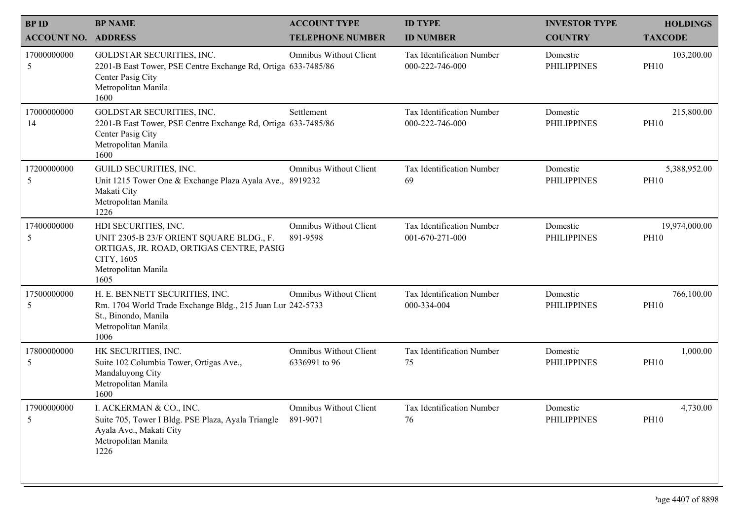| BP ID<br>ACCOUNT NO. | BP NAME<br>ADDRESS | ACCOUNT TYPE<br>TELEPHONE NUMBER | ID TYPE<br>ID NUMBER | INVESTOR TYPE<br>COUNTRY | HOLDINGS<br>TAXCODE |
|---|---|---|---|---|---|
| 17000000000<br>5 | GOLDSTAR SECURITIES, INC.<br>2201-B East Tower, PSE Centre Exchange Rd, Ortiga Center Pasig City<br>Metropolitan Manila<br>1600 | Omnibus Without Client<br>633-7485/86 | Tax Identification Number<br>000-222-746-000 | Domestic<br>PHILIPPINES | 103,200.00<br>PH10 |
| 17000000000<br>14 | GOLDSTAR SECURITIES, INC.<br>2201-B East Tower, PSE Centre Exchange Rd, Ortiga Center Pasig City<br>Metropolitan Manila<br>1600 | Settlement<br>633-7485/86 | Tax Identification Number<br>000-222-746-000 | Domestic<br>PHILIPPINES | 215,800.00<br>PH10 |
| 17200000000<br>5 | GUILD SECURITIES, INC.<br>Unit 1215 Tower One & Exchange Plaza Ayala Ave., Makati City<br>Metropolitan Manila<br>1226 | Omnibus Without Client<br>8919232 | Tax Identification Number<br>69 | Domestic<br>PHILIPPINES | 5,388,952.00<br>PH10 |
| 17400000000<br>5 | HDI SECURITIES, INC.<br>UNIT 2305-B 23/F ORIENT SQUARE BLDG., F. ORTIGAS, JR. ROAD, ORTIGAS CENTRE, PASIG CITY, 1605<br>Metropolitan Manila<br>1605 | Omnibus Without Client<br>891-9598 | Tax Identification Number<br>001-670-271-000 | Domestic<br>PHILIPPINES | 19,974,000.00<br>PH10 |
| 17500000000<br>5 | H. E. BENNETT SECURITIES, INC.<br>Rm. 1704 World Trade Exchange Bldg., 215 Juan Lur St., Binondo, Manila<br>Metropolitan Manila<br>1006 | Omnibus Without Client<br>242-5733 | Tax Identification Number<br>000-334-004 | Domestic<br>PHILIPPINES | 766,100.00<br>PH10 |
| 17800000000<br>5 | HK SECURITIES, INC.<br>Suite 102 Columbia Tower, Ortigas Ave., Mandaluyong City<br>Metropolitan Manila<br>1600 | Omnibus Without Client<br>6336991 to 96 | Tax Identification Number<br>75 | Domestic<br>PHILIPPINES | 1,000.00<br>PH10 |
| 17900000000<br>5 | I. ACKERMAN & CO., INC.<br>Suite 705, Tower I Bldg. PSE Plaza, Ayala Triangle Ayala Ave., Makati City<br>Metropolitan Manila<br>1226 | Omnibus Without Client<br>891-9071 | Tax Identification Number<br>76 | Domestic<br>PHILIPPINES | 4,730.00<br>PH10 |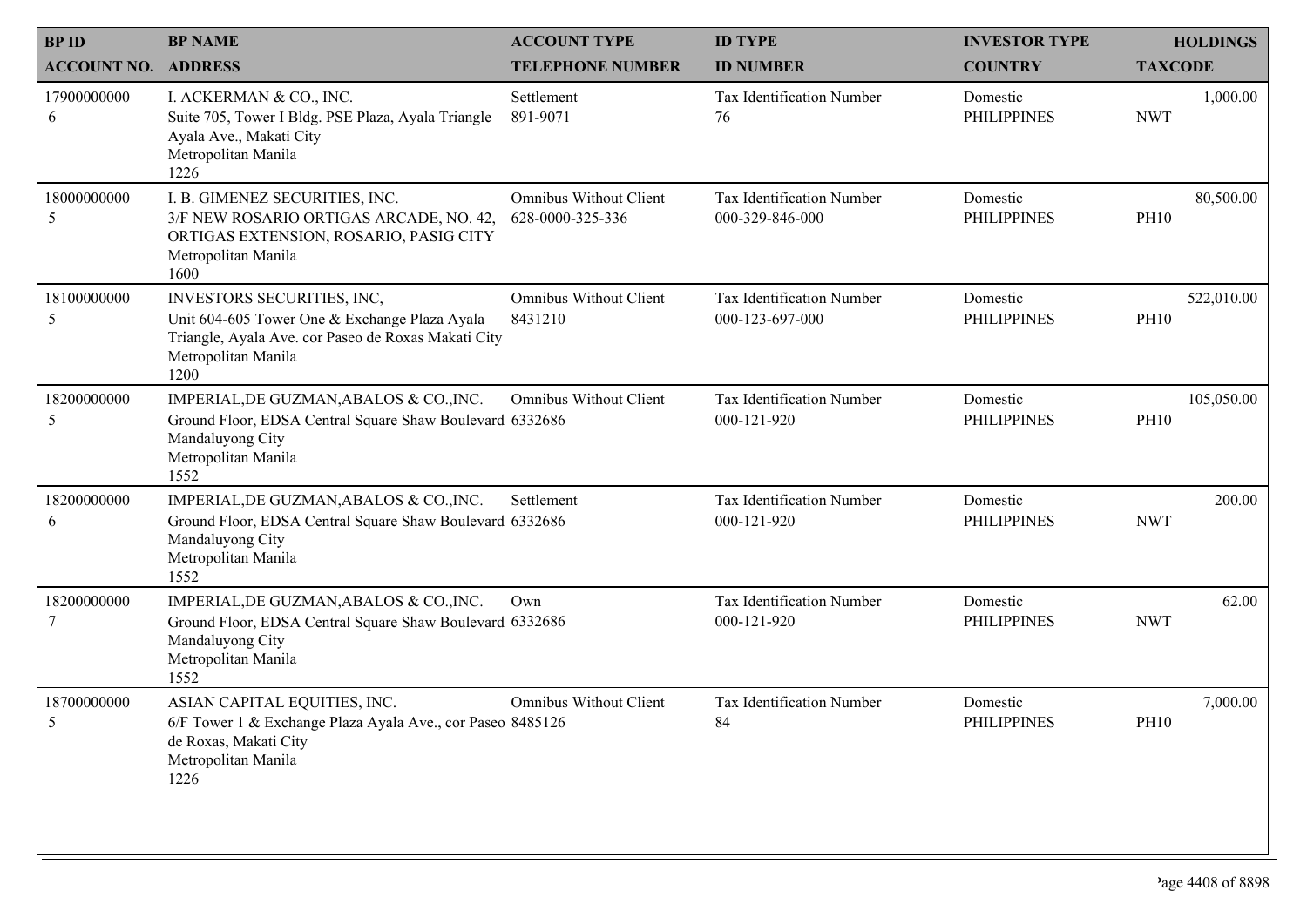| BP ID<br>ACCOUNT NO. | BP NAME<br>ADDRESS | ACCOUNT TYPE<br>TELEPHONE NUMBER | ID TYPE<br>ID NUMBER | INVESTOR TYPE<br>COUNTRY | HOLDINGS<br>TAXCODE |
|---|---|---|---|---|---|
| 17900000000<br>6 | I. ACKERMAN & CO., INC.<br>Suite 705, Tower I Bldg. PSE Plaza, Ayala Triangle Ayala Ave., Makati City<br>Metropolitan Manila<br>1226 | Settlement<br>891-9071 | Tax Identification Number<br>76 | Domestic<br>PHILIPPINES | 1,000.00<br>NWT |
| 18000000000<br>5 | I. B. GIMENEZ SECURITIES, INC.<br>3/F NEW ROSARIO ORTIGAS ARCADE, NO. 42, ORTIGAS EXTENSION, ROSARIO, PASIG CITY<br>Metropolitan Manila<br>1600 | Omnibus Without Client<br>628-0000-325-336 | Tax Identification Number<br>000-329-846-000 | Domestic<br>PHILIPPINES | 80,500.00<br>PH10 |
| 18100000000<br>5 | INVESTORS SECURITIES, INC,<br>Unit 604-605 Tower One & Exchange Plaza Ayala Triangle, Ayala Ave. cor Paseo de Roxas Makati City<br>Metropolitan Manila<br>1200 | Omnibus Without Client<br>8431210 | Tax Identification Number<br>000-123-697-000 | Domestic<br>PHILIPPINES | 522,010.00<br>PH10 |
| 18200000000<br>5 | IMPERIAL,DE GUZMAN,ABALOS & CO.,INC.<br>Ground Floor, EDSA Central Square Shaw Boulevard Mandaluyong City<br>Metropolitan Manila<br>1552 | Omnibus Without Client<br>6332686 | Tax Identification Number<br>000-121-920 | Domestic<br>PHILIPPINES | 105,050.00<br>PH10 |
| 18200000000<br>6 | IMPERIAL,DE GUZMAN,ABALOS & CO.,INC.<br>Ground Floor, EDSA Central Square Shaw Boulevard Mandaluyong City<br>Metropolitan Manila<br>1552 | Settlement<br>6332686 | Tax Identification Number<br>000-121-920 | Domestic<br>PHILIPPINES | 200.00<br>NWT |
| 18200000000<br>7 | IMPERIAL,DE GUZMAN,ABALOS & CO.,INC.<br>Ground Floor, EDSA Central Square Shaw Boulevard Mandaluyong City<br>Metropolitan Manila<br>1552 | Own<br>6332686 | Tax Identification Number<br>000-121-920 | Domestic<br>PHILIPPINES | 62.00<br>NWT |
| 18700000000<br>5 | ASIAN CAPITAL EQUITIES, INC.<br>6/F Tower 1 & Exchange Plaza Ayala Ave., cor Paseo de Roxas, Makati City<br>Metropolitan Manila<br>1226 | Omnibus Without Client<br>8485126 | Tax Identification Number<br>84 | Domestic<br>PHILIPPINES | 7,000.00<br>PH10 |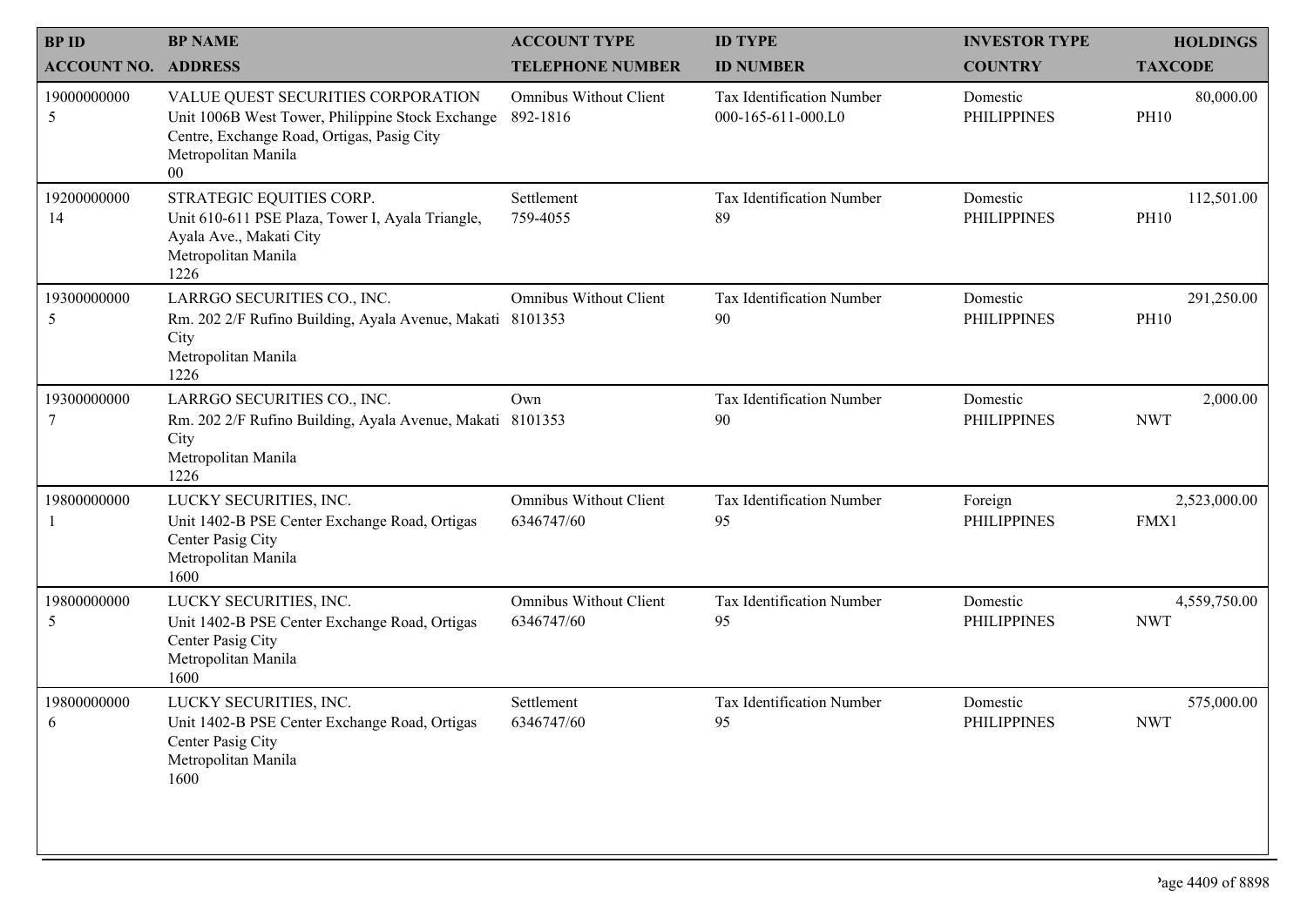| BP ID<br>ACCOUNT NO. | BP NAME<br>ADDRESS | ACCOUNT TYPE<br>TELEPHONE NUMBER | ID TYPE<br>ID NUMBER | INVESTOR TYPE<br>COUNTRY | HOLDINGS<br>TAXCODE |
|---|---|---|---|---|---|
| 19000000000<br>5 | VALUE QUEST SECURITIES CORPORATION<br>Unit 1006B West Tower, Philippine Stock Exchange Centre, Exchange Road, Ortigas, Pasig City<br>Metropolitan Manila<br>00 | Omnibus Without Client<br>892-1816 | Tax Identification Number<br>000-165-611-000.L0 | Domestic<br>PHILIPPINES | 80,000.00<br>PH10 |
| 19200000000<br>14 | STRATEGIC EQUITIES CORP.<br>Unit 610-611 PSE Plaza, Tower I, Ayala Triangle, Ayala Ave., Makati City<br>Metropolitan Manila<br>1226 | Settlement<br>759-4055 | Tax Identification Number<br>89 | Domestic<br>PHILIPPINES | 112,501.00<br>PH10 |
| 19300000000<br>5 | LARRGO SECURITIES CO., INC.<br>Rm. 202 2/F Rufino Building, Ayala Avenue, Makati City<br>Metropolitan Manila<br>1226 | Omnibus Without Client<br>8101353 | Tax Identification Number<br>90 | Domestic<br>PHILIPPINES | 291,250.00<br>PH10 |
| 19300000000<br>7 | LARRGO SECURITIES CO., INC.<br>Rm. 202 2/F Rufino Building, Ayala Avenue, Makati City<br>Metropolitan Manila<br>1226 | Own<br>8101353 | Tax Identification Number<br>90 | Domestic<br>PHILIPPINES | 2,000.00<br>NWT |
| 19800000000<br>1 | LUCKY SECURITIES, INC.<br>Unit 1402-B PSE Center Exchange Road, Ortigas Center Pasig City<br>Metropolitan Manila<br>1600 | Omnibus Without Client<br>6346747/60 | Tax Identification Number<br>95 | Foreign<br>PHILIPPINES | 2,523,000.00<br>FMX1 |
| 19800000000<br>5 | LUCKY SECURITIES, INC.<br>Unit 1402-B PSE Center Exchange Road, Ortigas Center Pasig City<br>Metropolitan Manila<br>1600 | Omnibus Without Client<br>6346747/60 | Tax Identification Number<br>95 | Domestic<br>PHILIPPINES | 4,559,750.00<br>NWT |
| 19800000000<br>6 | LUCKY SECURITIES, INC.<br>Unit 1402-B PSE Center Exchange Road, Ortigas Center Pasig City<br>Metropolitan Manila<br>1600 | Settlement<br>6346747/60 | Tax Identification Number<br>95 | Domestic<br>PHILIPPINES | 575,000.00<br>NWT |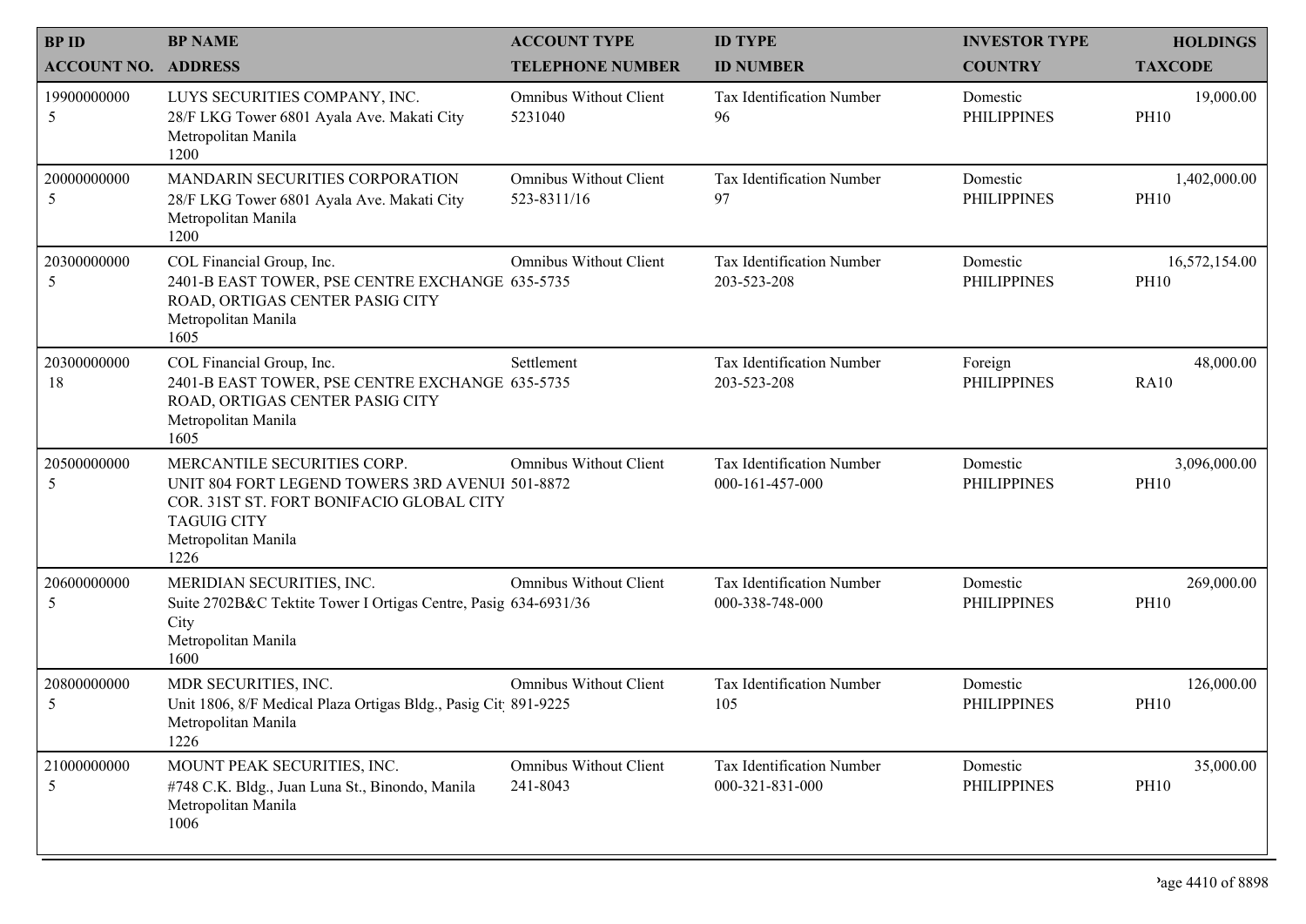| BP ID<br>ACCOUNT NO. | BP NAME<br>ADDRESS | ACCOUNT TYPE<br>TELEPHONE NUMBER | ID TYPE<br>ID NUMBER | INVESTOR TYPE<br>COUNTRY | HOLDINGS<br>TAXCODE |
|---|---|---|---|---|---|
| 19900000000<br>5 | LUYS SECURITIES COMPANY, INC.<br>28/F LKG Tower 6801 Ayala Ave. Makati City<br>Metropolitan Manila<br>1200 | Omnibus Without Client<br>5231040 | Tax Identification Number<br>96 | Domestic<br>PHILIPPINES | 19,000.00<br>PH10 |
| 20000000000<br>5 | MANDARIN SECURITIES CORPORATION<br>28/F LKG Tower 6801 Ayala Ave. Makati City<br>Metropolitan Manila<br>1200 | Omnibus Without Client<br>523-8311/16 | Tax Identification Number<br>97 | Domestic<br>PHILIPPINES | 1,402,000.00<br>PH10 |
| 20300000000<br>5 | COL Financial Group, Inc.<br>2401-B EAST TOWER, PSE CENTRE EXCHANGE ROAD, ORTIGAS CENTER PASIG CITY<br>Metropolitan Manila<br>1605 | Omnibus Without Client<br>635-5735 | Tax Identification Number<br>203-523-208 | Domestic<br>PHILIPPINES | 16,572,154.00<br>PH10 |
| 20300000000<br>18 | COL Financial Group, Inc.<br>2401-B EAST TOWER, PSE CENTRE EXCHANGE ROAD, ORTIGAS CENTER PASIG CITY<br>Metropolitan Manila<br>1605 | Settlement<br>635-5735 | Tax Identification Number<br>203-523-208 | Foreign<br>PHILIPPINES | 48,000.00<br>RA10 |
| 20500000000<br>5 | MERCANTILE SECURITIES CORP.<br>UNIT 804 FORT LEGEND TOWERS 3RD AVENUI COR. 31ST ST. FORT BONIFACIO GLOBAL CITY TAGUIG CITY<br>Metropolitan Manila<br>1226 | Omnibus Without Client<br>501-8872 | Tax Identification Number<br>000-161-457-000 | Domestic<br>PHILIPPINES | 3,096,000.00<br>PH10 |
| 20600000000<br>5 | MERIDIAN SECURITIES, INC.<br>Suite 2702B&C Tektite Tower I Ortigas Centre, Pasig City<br>Metropolitan Manila<br>1600 | Omnibus Without Client<br>634-6931/36 | Tax Identification Number<br>000-338-748-000 | Domestic<br>PHILIPPINES | 269,000.00<br>PH10 |
| 20800000000<br>5 | MDR SECURITIES, INC.<br>Unit 1806, 8/F Medical Plaza Ortigas Bldg., Pasig Cit<br>Metropolitan Manila<br>1226 | Omnibus Without Client<br>891-9225 | Tax Identification Number<br>105 | Domestic<br>PHILIPPINES | 126,000.00<br>PH10 |
| 21000000000<br>5 | MOUNT PEAK SECURITIES, INC.<br>#748 C.K. Bldg., Juan Luna St., Binondo, Manila<br>Metropolitan Manila<br>1006 | Omnibus Without Client<br>241-8043 | Tax Identification Number<br>000-321-831-000 | Domestic<br>PHILIPPINES | 35,000.00<br>PH10 |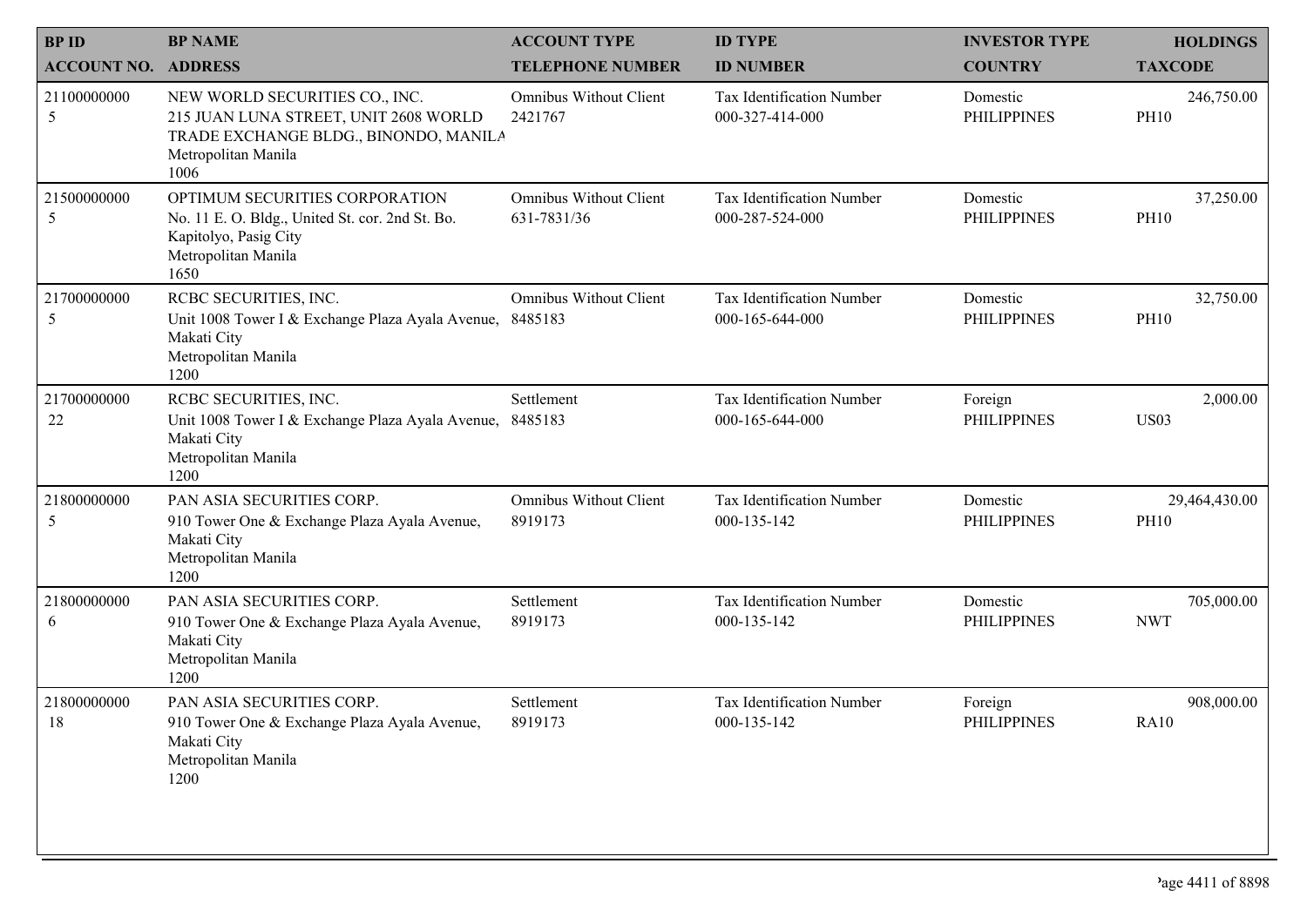| BP ID<br>ACCOUNT NO. | BP NAME<br>ADDRESS | ACCOUNT TYPE<br>TELEPHONE NUMBER | ID TYPE<br>ID NUMBER | INVESTOR TYPE<br>COUNTRY | HOLDINGS<br>TAXCODE |
|---|---|---|---|---|---|
| 21100000000<br>5 | NEW WORLD SECURITIES CO., INC.<br>215 JUAN LUNA STREET, UNIT 2608 WORLD TRADE EXCHANGE BLDG., BINONDO, MANILA<br>Metropolitan Manila<br>1006 | Omnibus Without Client<br>2421767 | Tax Identification Number<br>000-327-414-000 | Domestic<br>PHILIPPINES | 246,750.00<br>PH10 |
| 21500000000<br>5 | OPTIMUM SECURITIES CORPORATION<br>No. 11 E. O. Bldg., United St. cor. 2nd St. Bo. Kapitolyo, Pasig City<br>Metropolitan Manila<br>1650 | Omnibus Without Client<br>631-7831/36 | Tax Identification Number<br>000-287-524-000 | Domestic<br>PHILIPPINES | 37,250.00<br>PH10 |
| 21700000000<br>5 | RCBC SECURITIES, INC.<br>Unit 1008 Tower I & Exchange Plaza Ayala Avenue, Makati City<br>Metropolitan Manila<br>1200 | Omnibus Without Client<br>8485183 | Tax Identification Number<br>000-165-644-000 | Domestic<br>PHILIPPINES | 32,750.00<br>PH10 |
| 21700000000<br>22 | RCBC SECURITIES, INC.<br>Unit 1008 Tower I & Exchange Plaza Ayala Avenue, Makati City<br>Metropolitan Manila<br>1200 | Settlement<br>8485183 | Tax Identification Number<br>000-165-644-000 | Foreign<br>PHILIPPINES | 2,000.00<br>US03 |
| 21800000000<br>5 | PAN ASIA SECURITIES CORP.<br>910 Tower One & Exchange Plaza Ayala Avenue, Makati City<br>Metropolitan Manila<br>1200 | Omnibus Without Client<br>8919173 | Tax Identification Number<br>000-135-142 | Domestic<br>PHILIPPINES | 29,464,430.00<br>PH10 |
| 21800000000<br>6 | PAN ASIA SECURITIES CORP.<br>910 Tower One & Exchange Plaza Ayala Avenue, Makati City<br>Metropolitan Manila<br>1200 | Settlement<br>8919173 | Tax Identification Number<br>000-135-142 | Domestic<br>PHILIPPINES | 705,000.00<br>NWT |
| 21800000000<br>18 | PAN ASIA SECURITIES CORP.<br>910 Tower One & Exchange Plaza Ayala Avenue, Makati City<br>Metropolitan Manila<br>1200 | Settlement<br>8919173 | Tax Identification Number<br>000-135-142 | Foreign<br>PHILIPPINES | 908,000.00<br>RA10 |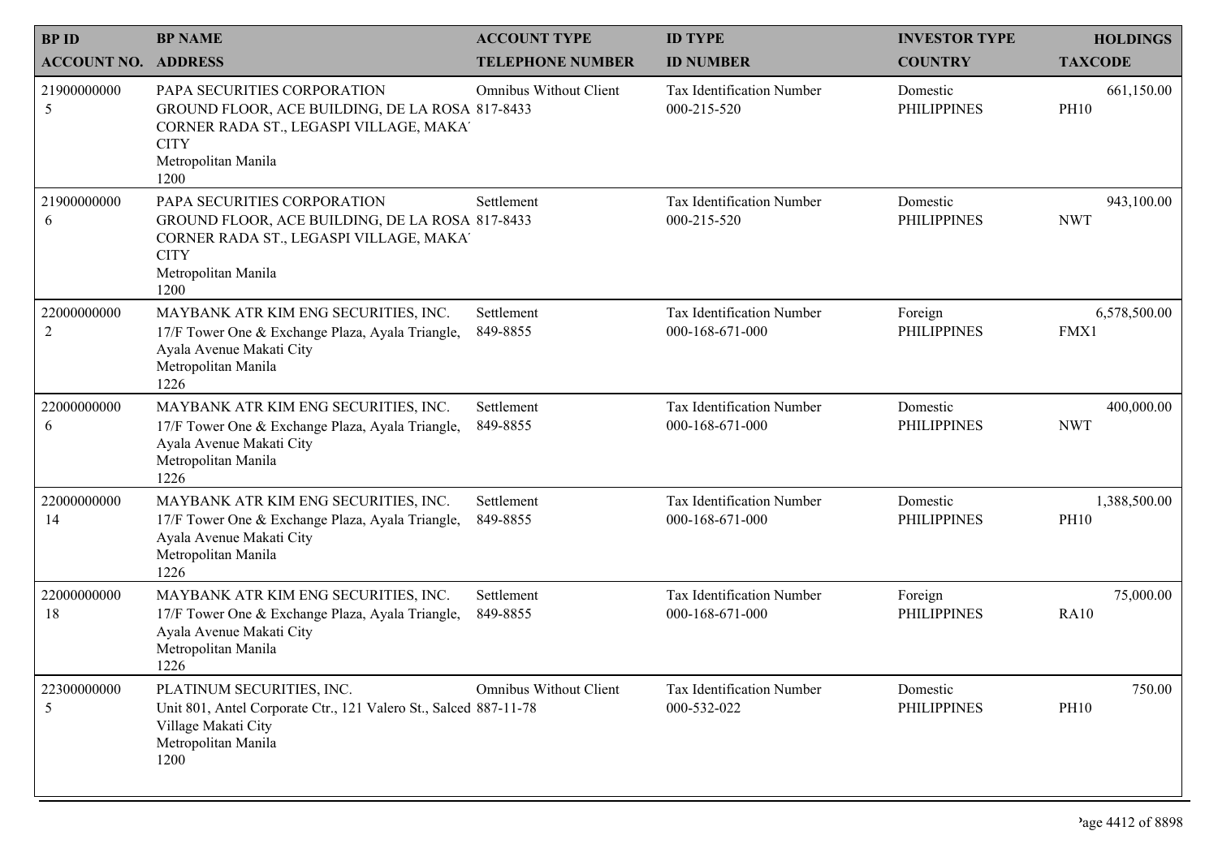| BP ID<br>ACCOUNT NO. | BP NAME<br>ADDRESS | ACCOUNT TYPE<br>TELEPHONE NUMBER | ID TYPE<br>ID NUMBER | INVESTOR TYPE<br>COUNTRY | HOLDINGS<br>TAXCODE |
|---|---|---|---|---|---|
| 21900000000<br>5 | PAPA SECURITIES CORPORATION<br>GROUND FLOOR, ACE BUILDING, DE LA ROSA CORNER RADA ST., LEGASPI VILLAGE, MAKATI CITY<br>Metropolitan Manila<br>1200 | Omnibus Without Client<br>817-8433 | Tax Identification Number<br>000-215-520 | Domestic<br>PHILIPPINES | 661,150.00<br>PH10 |
| 21900000000<br>6 | PAPA SECURITIES CORPORATION<br>GROUND FLOOR, ACE BUILDING, DE LA ROSA CORNER RADA ST., LEGASPI VILLAGE, MAKATI CITY<br>Metropolitan Manila<br>1200 | Settlement<br>817-8433 | Tax Identification Number<br>000-215-520 | Domestic<br>PHILIPPINES | 943,100.00<br>NWT |
| 22000000000<br>2 | MAYBANK ATR KIM ENG SECURITIES, INC.<br>17/F Tower One & Exchange Plaza, Ayala Triangle, Ayala Avenue Makati City<br>Metropolitan Manila<br>1226 | Settlement<br>849-8855 | Tax Identification Number<br>000-168-671-000 | Foreign<br>PHILIPPINES | 6,578,500.00<br>FMX1 |
| 22000000000<br>6 | MAYBANK ATR KIM ENG SECURITIES, INC.<br>17/F Tower One & Exchange Plaza, Ayala Triangle, Ayala Avenue Makati City<br>Metropolitan Manila<br>1226 | Settlement<br>849-8855 | Tax Identification Number<br>000-168-671-000 | Domestic<br>PHILIPPINES | 400,000.00<br>NWT |
| 22000000000<br>14 | MAYBANK ATR KIM ENG SECURITIES, INC.<br>17/F Tower One & Exchange Plaza, Ayala Triangle, Ayala Avenue Makati City<br>Metropolitan Manila<br>1226 | Settlement<br>849-8855 | Tax Identification Number<br>000-168-671-000 | Domestic<br>PHILIPPINES | 1,388,500.00<br>PH10 |
| 22000000000<br>18 | MAYBANK ATR KIM ENG SECURITIES, INC.<br>17/F Tower One & Exchange Plaza, Ayala Triangle, Ayala Avenue Makati City<br>Metropolitan Manila<br>1226 | Settlement<br>849-8855 | Tax Identification Number<br>000-168-671-000 | Foreign<br>PHILIPPINES | 75,000.00<br>RA10 |
| 22300000000<br>5 | PLATINUM SECURITIES, INC.<br>Unit 801, Antel Corporate Ctr., 121 Valero St., Salced Village Makati City<br>Metropolitan Manila<br>1200 | Omnibus Without Client<br>887-11-78 | Tax Identification Number<br>000-532-022 | Domestic<br>PHILIPPINES | 750.00<br>PH10 |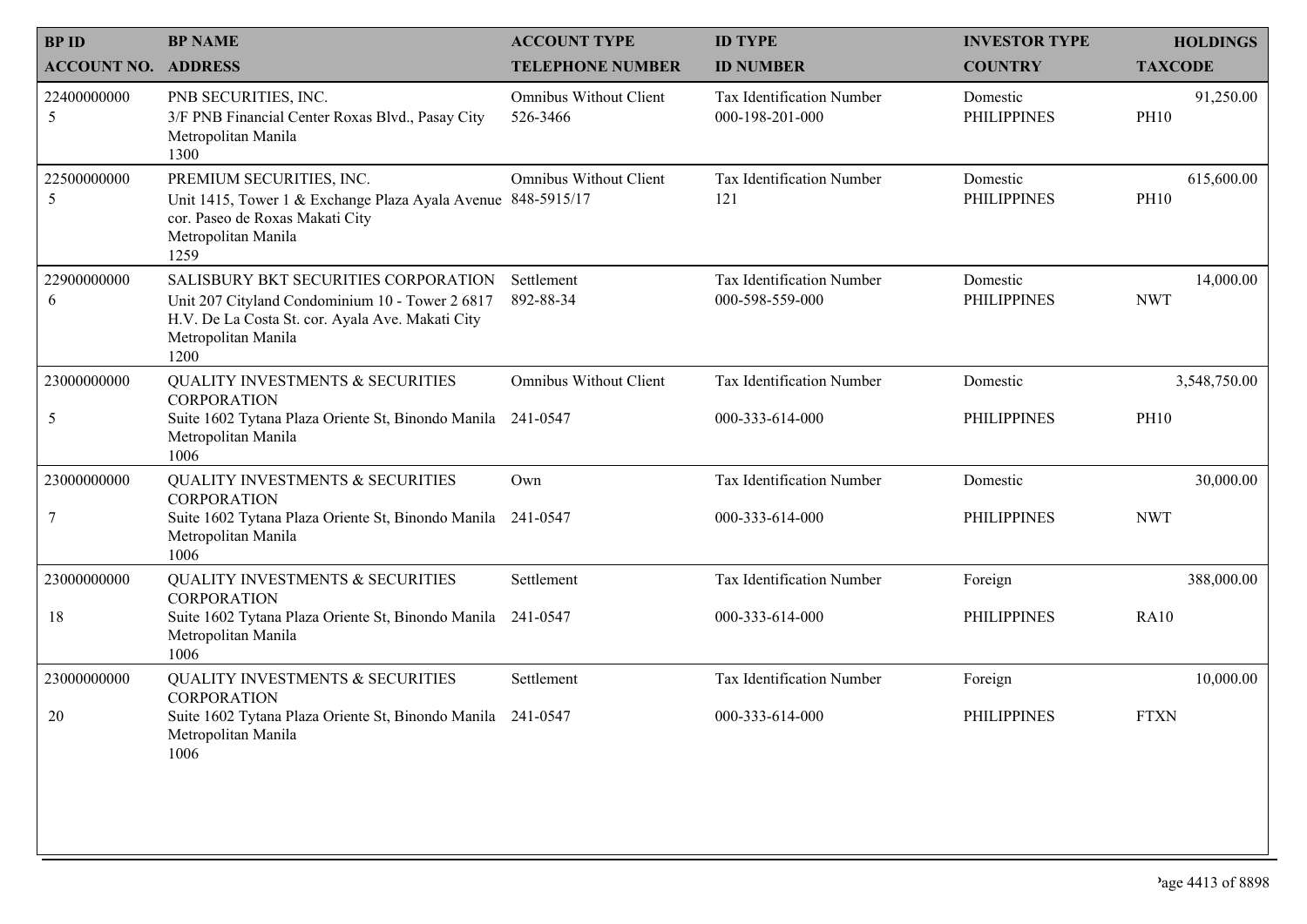| BP ID<br>ACCOUNT NO. | BP NAME<br>ADDRESS | ACCOUNT TYPE<br>TELEPHONE NUMBER | ID TYPE<br>ID NUMBER | INVESTOR TYPE<br>COUNTRY | HOLDINGS<br>TAXCODE |
|---|---|---|---|---|---|
| 22400000000<br>5 | PNB SECURITIES, INC.<br>3/F PNB Financial Center Roxas Blvd., Pasay City<br>Metropolitan Manila<br>1300 | Omnibus Without Client<br>526-3466 | Tax Identification Number<br>000-198-201-000 | Domestic<br>PHILIPPINES | 91,250.00<br>PH10 |
| 22500000000<br>5 | PREMIUM SECURITIES, INC.<br>Unit 1415, Tower 1 & Exchange Plaza Ayala Avenue cor. Paseo de Roxas Makati City<br>Metropolitan Manila<br>1259 | Omnibus Without Client<br>848-5915/17 | Tax Identification Number<br>121 | Domestic<br>PHILIPPINES | 615,600.00<br>PH10 |
| 22900000000<br>6 | SALISBURY BKT SECURITIES CORPORATION<br>Unit 207 Cityland Condominium 10 - Tower 2 6817 H.V. De La Costa St. cor. Ayala Ave. Makati City<br>Metropolitan Manila<br>1200 | Settlement<br>892-88-34 | Tax Identification Number<br>000-598-559-000 | Domestic<br>PHILIPPINES | 14,000.00<br>NWT |
| 23000000000<br>5 | QUALITY INVESTMENTS & SECURITIES CORPORATION<br>Suite 1602 Tytana Plaza Oriente St, Binondo Manila<br>Metropolitan Manila<br>1006 | Omnibus Without Client<br>241-0547 | Tax Identification Number<br>000-333-614-000 | Domestic<br>PHILIPPINES | 3,548,750.00<br>PH10 |
| 23000000000<br>7 | QUALITY INVESTMENTS & SECURITIES CORPORATION<br>Suite 1602 Tytana Plaza Oriente St, Binondo Manila<br>Metropolitan Manila<br>1006 | Own<br>241-0547 | Tax Identification Number<br>000-333-614-000 | Domestic<br>PHILIPPINES | 30,000.00<br>NWT |
| 23000000000<br>18 | QUALITY INVESTMENTS & SECURITIES CORPORATION<br>Suite 1602 Tytana Plaza Oriente St, Binondo Manila<br>Metropolitan Manila<br>1006 | Settlement<br>241-0547 | Tax Identification Number<br>000-333-614-000 | Foreign<br>PHILIPPINES | 388,000.00<br>RA10 |
| 23000000000<br>20 | QUALITY INVESTMENTS & SECURITIES CORPORATION<br>Suite 1602 Tytana Plaza Oriente St, Binondo Manila<br>Metropolitan Manila<br>1006 | Settlement<br>241-0547 | Tax Identification Number<br>000-333-614-000 | Foreign<br>PHILIPPINES | 10,000.00<br>FTXN |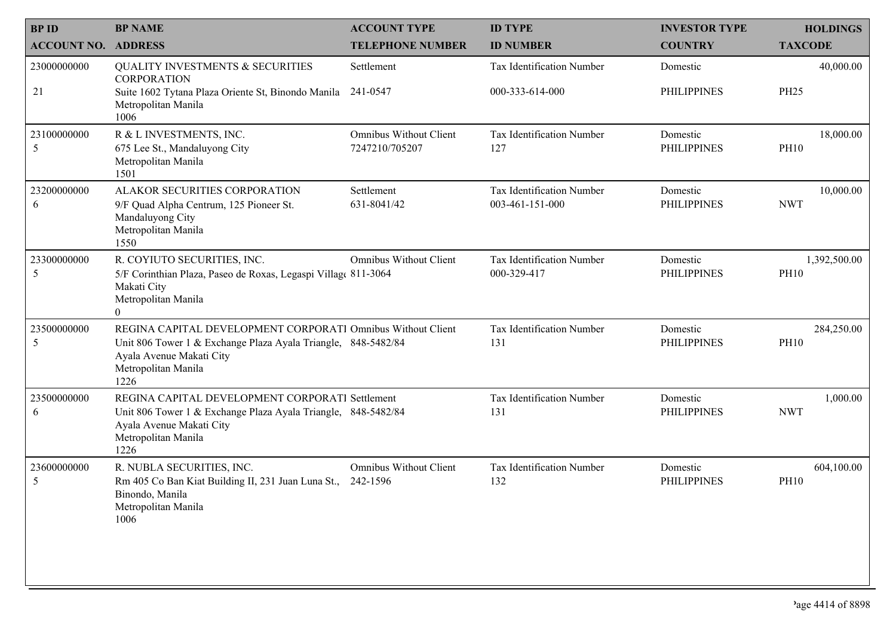| BP ID<br>ACCOUNT NO. | BP NAME<br>ADDRESS | ACCOUNT TYPE<br>TELEPHONE NUMBER | ID TYPE<br>ID NUMBER | INVESTOR TYPE<br>COUNTRY | HOLDINGS<br>TAXCODE |
|---|---|---|---|---|---|
| 23000000000<br>21 | QUALITY INVESTMENTS & SECURITIES CORPORATION<br>Suite 1602 Tytana Plaza Oriente St, Binondo Manila<br>Metropolitan Manila<br>1006 | Settlement<br>241-0547 | Tax Identification Number<br>000-333-614-000 | Domestic<br>PHILIPPINES | 40,000.00<br>PH25 |
| 23100000000<br>5 | R & L INVESTMENTS, INC.<br>675 Lee St., Mandaluyong City<br>Metropolitan Manila<br>1501 | Omnibus Without Client<br>7247210/705207 | Tax Identification Number<br>127 | Domestic<br>PHILIPPINES | 18,000.00<br>PH10 |
| 23200000000<br>6 | ALAKOR SECURITIES CORPORATION<br>9/F Quad Alpha Centrum, 125 Pioneer St.<br>Mandaluyong City<br>Metropolitan Manila<br>1550 | Settlement<br>631-8041/42 | Tax Identification Number<br>003-461-151-000 | Domestic<br>PHILIPPINES | 10,000.00<br>NWT |
| 23300000000<br>5 | R. COYIUTO SECURITIES, INC.<br>5/F Corinthian Plaza, Paseo de Roxas, Legaspi Villag<br>Makati City<br>Metropolitan Manila<br>0 | Omnibus Without Client<br>811-3064 | Tax Identification Number<br>000-329-417 | Domestic<br>PHILIPPINES | 1,392,500.00<br>PH10 |
| 23500000000<br>5 | REGINA CAPITAL DEVELOPMENT CORPORATI<br>Unit 806 Tower 1 & Exchange Plaza Ayala Triangle,<br>Ayala Avenue Makati City<br>Metropolitan Manila<br>1226 | Omnibus Without Client<br>848-5482/84 | Tax Identification Number<br>131 | Domestic<br>PHILIPPINES | 284,250.00<br>PH10 |
| 23500000000<br>6 | REGINA CAPITAL DEVELOPMENT CORPORATI<br>Unit 806 Tower 1 & Exchange Plaza Ayala Triangle,<br>Ayala Avenue Makati City<br>Metropolitan Manila<br>1226 | Settlement<br>848-5482/84 | Tax Identification Number<br>131 | Domestic<br>PHILIPPINES | 1,000.00<br>NWT |
| 23600000000<br>5 | R. NUBLA SECURITIES, INC.<br>Rm 405 Co Ban Kiat Building II, 231 Juan Luna St.,<br>Binondo, Manila<br>Metropolitan Manila<br>1006 | Omnibus Without Client<br>242-1596 | Tax Identification Number<br>132 | Domestic<br>PHILIPPINES | 604,100.00<br>PH10 |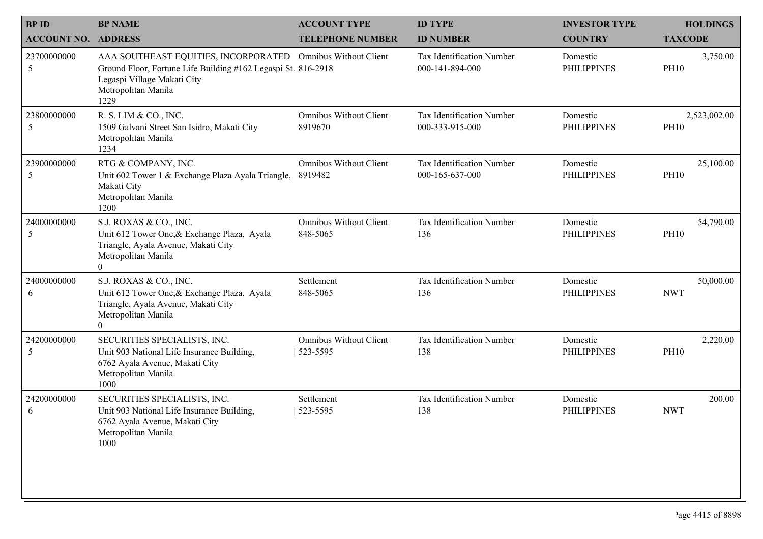| BP ID<br>ACCOUNT NO. | BP NAME<br>ADDRESS | ACCOUNT TYPE<br>TELEPHONE NUMBER | ID TYPE<br>ID NUMBER | INVESTOR TYPE<br>COUNTRY | HOLDINGS<br>TAXCODE |
|---|---|---|---|---|---|
| 23700000000<br>5 | AAA SOUTHEAST EQUITIES, INCORPORATED<br>Ground Floor, Fortune Life Building #162 Legaspi St. Legaspi Village Makati City<br>Metropolitan Manila<br>1229 | Omnibus Without Client<br>816-2918 | Tax Identification Number<br>000-141-894-000 | Domestic<br>PHILIPPINES | 3,750.00<br>PH10 |
| 23800000000<br>5 | R. S. LIM & CO., INC.<br>1509 Galvani Street San Isidro, Makati City<br>Metropolitan Manila<br>1234 | Omnibus Without Client<br>8919670 | Tax Identification Number<br>000-333-915-000 | Domestic<br>PHILIPPINES | 2,523,002.00<br>PH10 |
| 23900000000<br>5 | RTG & COMPANY, INC.<br>Unit 602 Tower 1 & Exchange Plaza Ayala Triangle, Makati City<br>Metropolitan Manila<br>1200 | Omnibus Without Client<br>8919482 | Tax Identification Number<br>000-165-637-000 | Domestic<br>PHILIPPINES | 25,100.00<br>PH10 |
| 24000000000<br>5 | S.J. ROXAS & CO., INC.<br>Unit 612 Tower One,& Exchange Plaza, Ayala Triangle, Ayala Avenue, Makati City<br>Metropolitan Manila<br>0 | Omnibus Without Client<br>848-5065 | Tax Identification Number<br>136 | Domestic<br>PHILIPPINES | 54,790.00<br>PH10 |
| 24000000000<br>6 | S.J. ROXAS & CO., INC.<br>Unit 612 Tower One,& Exchange Plaza, Ayala Triangle, Ayala Avenue, Makati City<br>Metropolitan Manila<br>0 | Settlement<br>848-5065 | Tax Identification Number<br>136 | Domestic<br>PHILIPPINES | 50,000.00<br>NWT |
| 24200000000<br>5 | SECURITIES SPECIALISTS, INC.<br>Unit 903 National Life Insurance Building, 6762 Ayala Avenue, Makati City<br>Metropolitan Manila<br>1000 | Omnibus Without Client<br>523-5595 | Tax Identification Number<br>138 | Domestic<br>PHILIPPINES | 2,220.00<br>PH10 |
| 24200000000<br>6 | SECURITIES SPECIALISTS, INC.<br>Unit 903 National Life Insurance Building, 6762 Ayala Avenue, Makati City<br>Metropolitan Manila<br>1000 | Settlement<br>523-5595 | Tax Identification Number<br>138 | Domestic<br>PHILIPPINES | 200.00<br>NWT |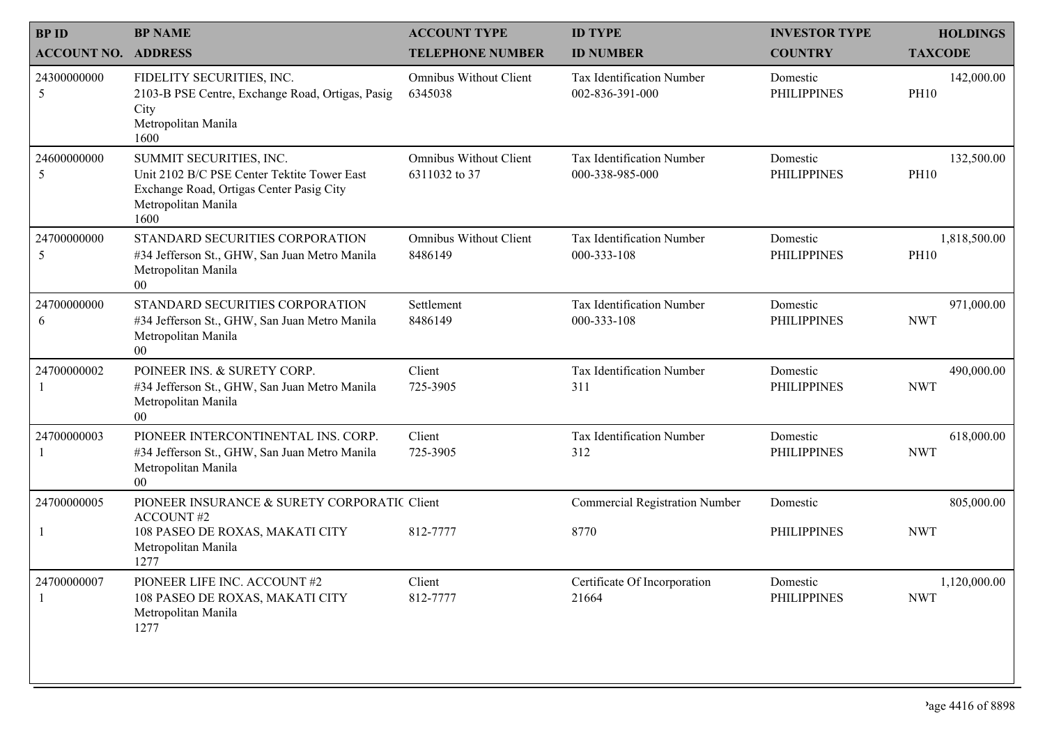| BP ID<br>ACCOUNT NO. | BP NAME<br>ADDRESS | ACCOUNT TYPE<br>TELEPHONE NUMBER | ID TYPE<br>ID NUMBER | INVESTOR TYPE<br>COUNTRY | HOLDINGS<br>TAXCODE |
|---|---|---|---|---|---|
| 24300000000<br>5 | FIDELITY SECURITIES, INC.<br>2103-B PSE Centre, Exchange Road, Ortigas, Pasig City<br>Metropolitan Manila<br>1600 | Omnibus Without Client<br>6345038 | Tax Identification Number<br>002-836-391-000 | Domestic<br>PHILIPPINES | 142,000.00<br>PH10 |
| 24600000000<br>5 | SUMMIT SECURITIES, INC.<br>Unit 2102 B/C PSE Center Tektite Tower East Exchange Road, Ortigas Center Pasig City<br>Metropolitan Manila<br>1600 | Omnibus Without Client<br>6311032 to 37 | Tax Identification Number<br>000-338-985-000 | Domestic<br>PHILIPPINES | 132,500.00<br>PH10 |
| 24700000000<br>5 | STANDARD SECURITIES CORPORATION<br>#34 Jefferson St., GHW, San Juan Metro Manila<br>Metropolitan Manila<br>00 | Omnibus Without Client<br>8486149 | Tax Identification Number<br>000-333-108 | Domestic<br>PHILIPPINES | 1,818,500.00<br>PH10 |
| 24700000000<br>6 | STANDARD SECURITIES CORPORATION<br>#34 Jefferson St., GHW, San Juan Metro Manila<br>Metropolitan Manila<br>00 | Settlement<br>8486149 | Tax Identification Number<br>000-333-108 | Domestic<br>PHILIPPINES | 971,000.00<br>NWT |
| 24700000002<br>1 | POINEER INS. & SURETY CORP.<br>#34 Jefferson St., GHW, San Juan Metro Manila<br>Metropolitan Manila<br>00 | Client<br>725-3905 | Tax Identification Number<br>311 | Domestic<br>PHILIPPINES | 490,000.00<br>NWT |
| 24700000003<br>1 | PIONEER INTERCONTINENTAL INS. CORP.<br>#34 Jefferson St., GHW, San Juan Metro Manila<br>Metropolitan Manila<br>00 | Client<br>725-3905 | Tax Identification Number<br>312 | Domestic<br>PHILIPPINES | 618,000.00<br>NWT |
| 24700000005<br>1 | PIONEER INSURANCE & SURETY CORPORATIC ACCOUNT #2<br>108 PASEO DE ROXAS, MAKATI CITY<br>Metropolitan Manila<br>1277 | Client<br>812-7777 | Commercial Registration Number<br>8770 | Domestic<br>PHILIPPINES | 805,000.00<br>NWT |
| 24700000007<br>1 | PIONEER LIFE INC. ACCOUNT #2<br>108 PASEO DE ROXAS, MAKATI CITY<br>Metropolitan Manila<br>1277 | Client<br>812-7777 | Certificate Of Incorporation<br>21664 | Domestic<br>PHILIPPINES | 1,120,000.00<br>NWT |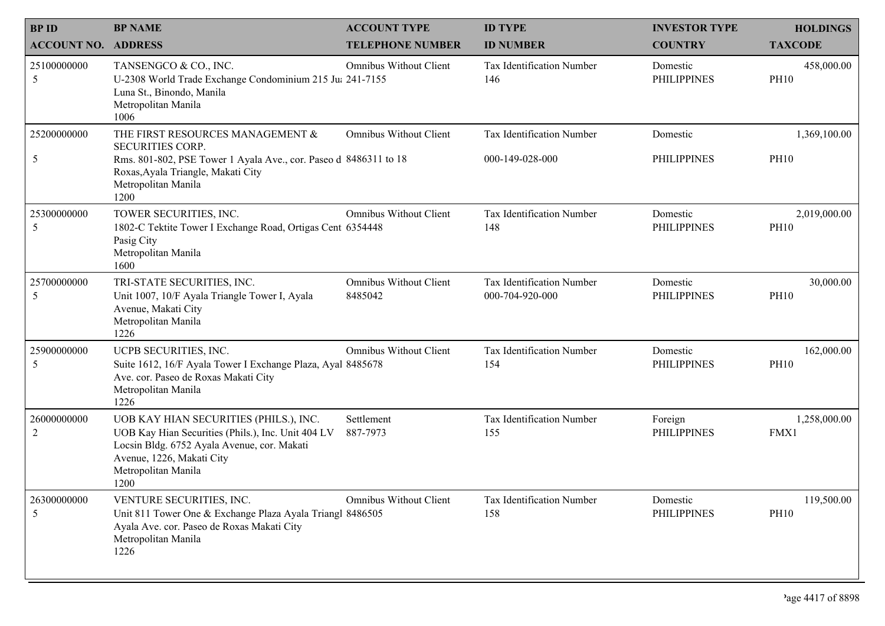| BP ID<br>ACCOUNT NO. | BP NAME<br>ADDRESS | ACCOUNT TYPE<br>TELEPHONE NUMBER | ID TYPE<br>ID NUMBER | INVESTOR TYPE<br>COUNTRY | HOLDINGS<br>TAXCODE |
|---|---|---|---|---|---|
| 25100000000<br>5 | TANSENGCO & CO., INC.<br>U-2308 World Trade Exchange Condominium 215 Ju: Luna St., Binondo, Manila<br>Metropolitan Manila<br>1006 | Omnibus Without Client<br>241-7155 | Tax Identification Number<br>146 | Domestic<br>PHILIPPINES | 458,000.00<br>PH10 |
| 25200000000<br>5 | THE FIRST RESOURCES MANAGEMENT & SECURITIES CORP.<br>Rms. 801-802, PSE Tower 1 Ayala Ave., cor. Paseo d Roxas,Ayala Triangle, Makati City<br>Metropolitan Manila<br>1200 | Omnibus Without Client<br>8486311 to 18 | Tax Identification Number<br>000-149-028-000 | Domestic<br>PHILIPPINES | 1,369,100.00<br>PH10 |
| 25300000000<br>5 | TOWER SECURITIES, INC.<br>1802-C Tektite Tower I Exchange Road, Ortigas Cent Pasig City<br>Metropolitan Manila<br>1600 | Omnibus Without Client<br>6354448 | Tax Identification Number<br>148 | Domestic<br>PHILIPPINES | 2,019,000.00<br>PH10 |
| 25700000000<br>5 | TRI-STATE SECURITIES, INC.<br>Unit 1007, 10/F Ayala Triangle Tower I, Ayala Avenue, Makati City<br>Metropolitan Manila<br>1226 | Omnibus Without Client<br>8485042 | Tax Identification Number<br>000-704-920-000 | Domestic<br>PHILIPPINES | 30,000.00<br>PH10 |
| 25900000000<br>5 | UCPB SECURITIES, INC.<br>Suite 1612, 16/F Ayala Tower I Exchange Plaza, Ayal Ave. cor. Paseo de Roxas Makati City<br>Metropolitan Manila<br>1226 | Omnibus Without Client<br>8485678 | Tax Identification Number<br>154 | Domestic<br>PHILIPPINES | 162,000.00<br>PH10 |
| 26000000000<br>2 | UOB KAY HIAN SECURITIES (PHILS.), INC.<br>UOB Kay Hian Securities (Phils.), Inc. Unit 404 LV Locsin Bldg. 6752 Ayala Avenue, cor. Makati Avenue, 1226, Makati City<br>Metropolitan Manila<br>1200 | Settlement<br>887-7973 | Tax Identification Number<br>155 | Foreign<br>PHILIPPINES | 1,258,000.00<br>FMX1 |
| 26300000000<br>5 | VENTURE SECURITIES, INC.<br>Unit 811 Tower One & Exchange Plaza Ayala Triangl Ayala Ave. cor. Paseo de Roxas Makati City<br>Metropolitan Manila<br>1226 | Omnibus Without Client<br>8486505 | Tax Identification Number<br>158 | Domestic<br>PHILIPPINES | 119,500.00<br>PH10 |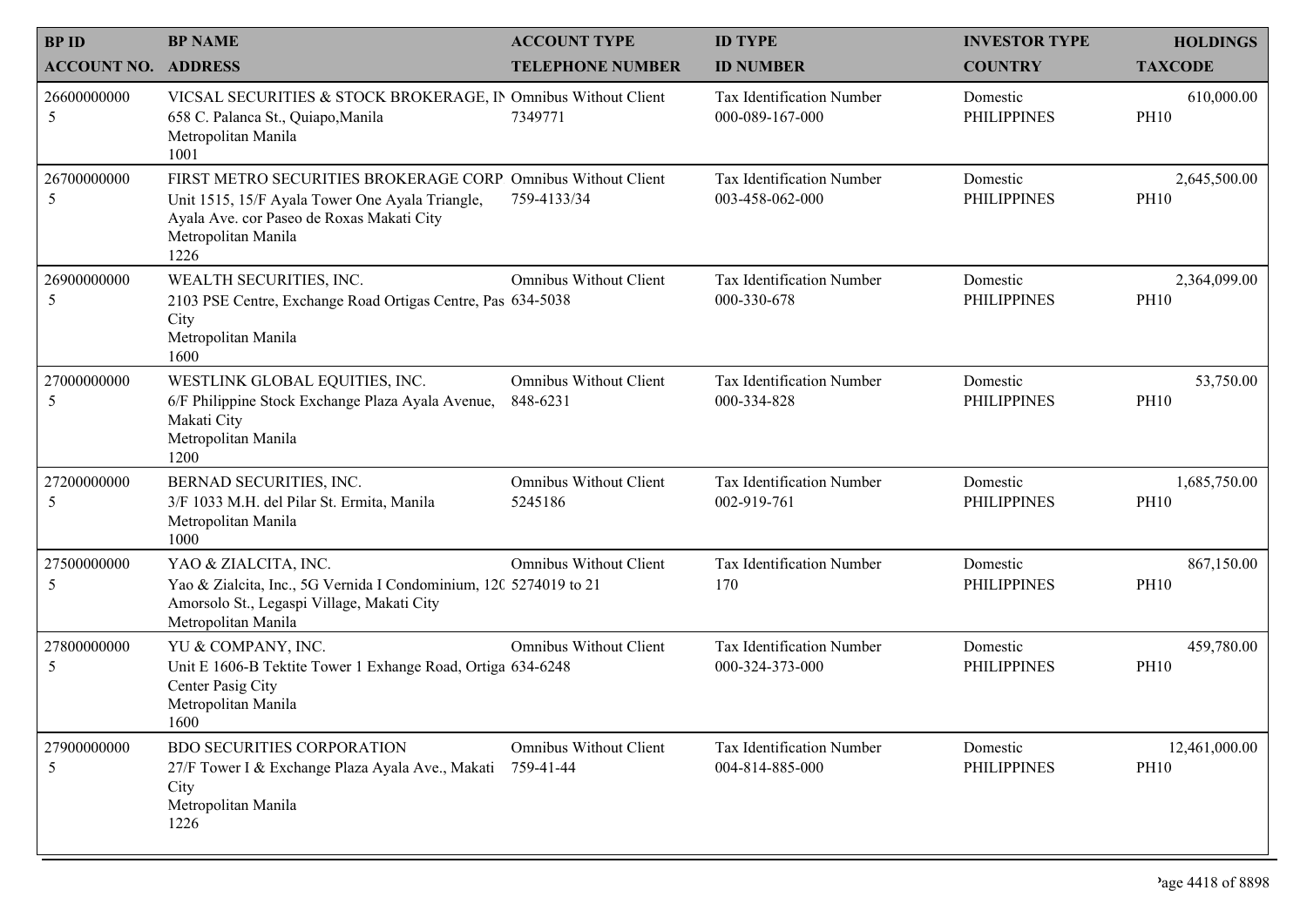| BP ID<br>ACCOUNT NO. | BP NAME<br>ADDRESS | ACCOUNT TYPE<br>TELEPHONE NUMBER | ID TYPE<br>ID NUMBER | INVESTOR TYPE<br>COUNTRY | HOLDINGS<br>TAXCODE |
|---|---|---|---|---|---|
| 26600000000<br>5 | VICSAL SECURITIES & STOCK BROKERAGE, IN<br>658 C. Palanca St., Quiapo,Manila<br>Metropolitan Manila<br>1001 | Omnibus Without Client<br>7349771 | Tax Identification Number<br>000-089-167-000 | Domestic<br>PHILIPPINES | 610,000.00<br>PH10 |
| 26700000000<br>5 | FIRST METRO SECURITIES BROKERAGE CORP<br>Unit 1515, 15/F Ayala Tower One Ayala Triangle, Ayala Ave. cor Paseo de Roxas Makati City<br>Metropolitan Manila<br>1226 | Omnibus Without Client<br>759-4133/34 | Tax Identification Number<br>003-458-062-000 | Domestic<br>PHILIPPINES | 2,645,500.00<br>PH10 |
| 26900000000<br>5 | WEALTH SECURITIES, INC.<br>2103 PSE Centre, Exchange Road Ortigas Centre, Pas City<br>Metropolitan Manila<br>1600 | Omnibus Without Client<br>634-5038 | Tax Identification Number<br>000-330-678 | Domestic<br>PHILIPPINES | 2,364,099.00<br>PH10 |
| 27000000000<br>5 | WESTLINK GLOBAL EQUITIES, INC.<br>6/F Philippine Stock Exchange Plaza Ayala Avenue, Makati City<br>Metropolitan Manila<br>1200 | Omnibus Without Client<br>848-6231 | Tax Identification Number<br>000-334-828 | Domestic<br>PHILIPPINES | 53,750.00<br>PH10 |
| 27200000000<br>5 | BERNAD SECURITIES, INC.<br>3/F 1033 M.H. del Pilar St. Ermita, Manila<br>Metropolitan Manila<br>1000 | Omnibus Without Client<br>5245186 | Tax Identification Number<br>002-919-761 | Domestic<br>PHILIPPINES | 1,685,750.00<br>PH10 |
| 27500000000<br>5 | YAO & ZIALCITA, INC.<br>Yao & Zialcita, Inc., 5G Vernida I Condominium, 120 Amorsolo St., Legaspi Village, Makati City<br>Metropolitan Manila | Omnibus Without Client<br>5274019 to 21 | Tax Identification Number<br>170 | Domestic<br>PHILIPPINES | 867,150.00<br>PH10 |
| 27800000000<br>5 | YU & COMPANY, INC.<br>Unit E 1606-B Tektite Tower 1 Exhange Road, Ortiga Center Pasig City<br>Metropolitan Manila<br>1600 | Omnibus Without Client<br>634-6248 | Tax Identification Number<br>000-324-373-000 | Domestic<br>PHILIPPINES | 459,780.00<br>PH10 |
| 27900000000<br>5 | BDO SECURITIES CORPORATION<br>27/F Tower I & Exchange Plaza Ayala Ave., Makati City<br>Metropolitan Manila<br>1226 | Omnibus Without Client<br>759-41-44 | Tax Identification Number<br>004-814-885-000 | Domestic<br>PHILIPPINES | 12,461,000.00<br>PH10 |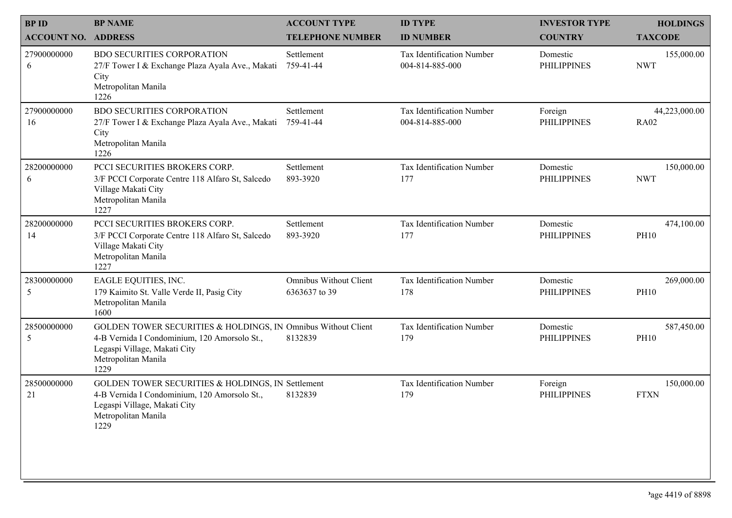| BP ID<br>ACCOUNT NO. | BP NAME<br>ADDRESS | ACCOUNT TYPE<br>TELEPHONE NUMBER | ID TYPE<br>ID NUMBER | INVESTOR TYPE<br>COUNTRY | HOLDINGS<br>TAXCODE |
|---|---|---|---|---|---|
| 27900000000<br>6 | BDO SECURITIES CORPORATION<br>27/F Tower I & Exchange Plaza Ayala Ave., Makati City<br>Metropolitan Manila<br>1226 | Settlement<br>759-41-44 | Tax Identification Number<br>004-814-885-000 | Domestic<br>PHILIPPINES | 155,000.00<br>NWT |
| 27900000000<br>16 | BDO SECURITIES CORPORATION<br>27/F Tower I & Exchange Plaza Ayala Ave., Makati City<br>Metropolitan Manila<br>1226 | Settlement<br>759-41-44 | Tax Identification Number<br>004-814-885-000 | Foreign<br>PHILIPPINES | 44,223,000.00<br>RA02 |
| 28200000000<br>6 | PCCI SECURITIES BROKERS CORP.<br>3/F PCCI Corporate Centre 118 Alfaro St, Salcedo Village Makati City<br>Metropolitan Manila<br>1227 | Settlement<br>893-3920 | Tax Identification Number<br>177 | Domestic<br>PHILIPPINES | 150,000.00<br>NWT |
| 28200000000<br>14 | PCCI SECURITIES BROKERS CORP.<br>3/F PCCI Corporate Centre 118 Alfaro St, Salcedo Village Makati City<br>Metropolitan Manila<br>1227 | Settlement<br>893-3920 | Tax Identification Number<br>177 | Domestic<br>PHILIPPINES | 474,100.00<br>PH10 |
| 28300000000<br>5 | EAGLE EQUITIES, INC.<br>179 Kaimito St. Valle Verde II, Pasig City<br>Metropolitan Manila<br>1600 | Omnibus Without Client<br>6363637 to 39 | Tax Identification Number<br>178 | Domestic<br>PHILIPPINES | 269,000.00<br>PH10 |
| 28500000000<br>5 | GOLDEN TOWER SECURITIES & HOLDINGS, IN<br>4-B Vernida I Condominium, 120 Amorsolo St., Legaspi Village, Makati City<br>Metropolitan Manila<br>1229 | Omnibus Without Client<br>8132839 | Tax Identification Number<br>179 | Domestic<br>PHILIPPINES | 587,450.00<br>PH10 |
| 28500000000<br>21 | GOLDEN TOWER SECURITIES & HOLDINGS, IN<br>4-B Vernida I Condominium, 120 Amorsolo St., Legaspi Village, Makati City<br>Metropolitan Manila<br>1229 | Settlement<br>8132839 | Tax Identification Number<br>179 | Foreign<br>PHILIPPINES | 150,000.00<br>FTXN |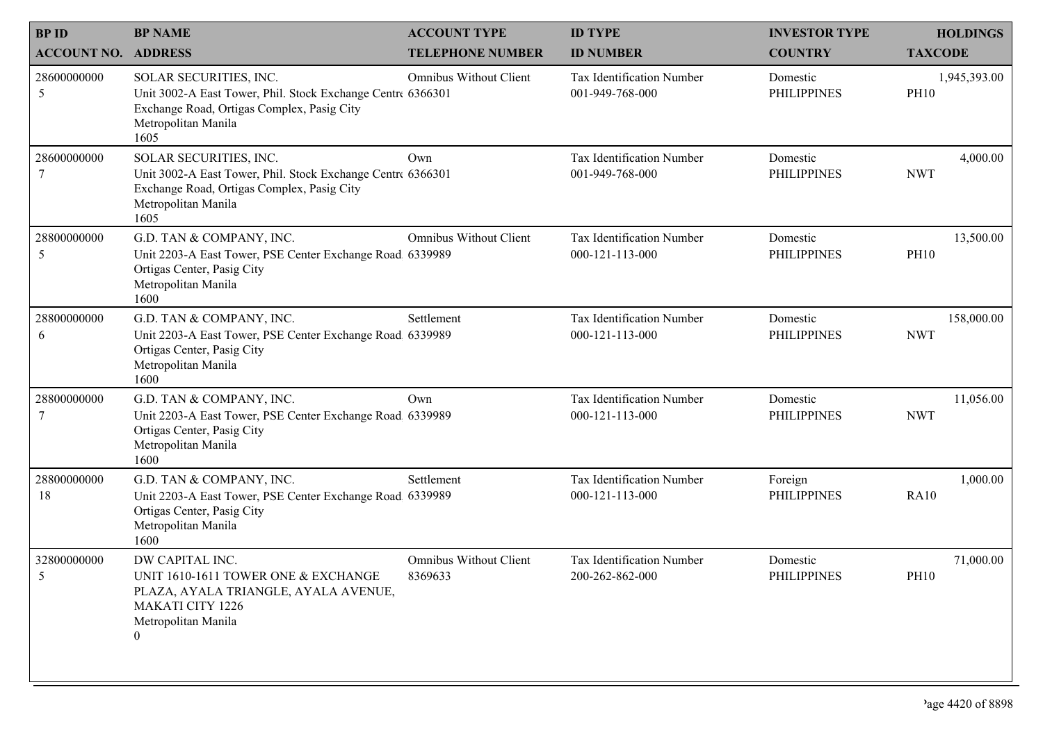| BP ID<br>ACCOUNT NO. | BP NAME<br>ADDRESS | ACCOUNT TYPE<br>TELEPHONE NUMBER | ID TYPE<br>ID NUMBER | INVESTOR TYPE<br>COUNTRY | HOLDINGS<br>TAXCODE |
|---|---|---|---|---|---|
| 28600000000<br>5 | SOLAR SECURITIES, INC.<br>Unit 3002-A East Tower, Phil. Stock Exchange Centre Exchange Road, Ortigas Complex, Pasig City<br>Metropolitan Manila<br>1605 | Omnibus Without Client<br>6366301 | Tax Identification Number<br>001-949-768-000 | Domestic<br>PHILIPPINES | 1,945,393.00<br>PH10 |
| 28600000000<br>7 | SOLAR SECURITIES, INC.<br>Unit 3002-A East Tower, Phil. Stock Exchange Centre Exchange Road, Ortigas Complex, Pasig City<br>Metropolitan Manila<br>1605 | Own<br>6366301 | Tax Identification Number<br>001-949-768-000 | Domestic<br>PHILIPPINES | 4,000.00<br>NWT |
| 28800000000<br>5 | G.D. TAN & COMPANY, INC.<br>Unit 2203-A East Tower, PSE Center Exchange Road Ortigas Center, Pasig City<br>Metropolitan Manila<br>1600 | Omnibus Without Client<br>6339989 | Tax Identification Number<br>000-121-113-000 | Domestic<br>PHILIPPINES | 13,500.00<br>PH10 |
| 28800000000<br>6 | G.D. TAN & COMPANY, INC.<br>Unit 2203-A East Tower, PSE Center Exchange Road Ortigas Center, Pasig City<br>Metropolitan Manila<br>1600 | Settlement<br>6339989 | Tax Identification Number<br>000-121-113-000 | Domestic<br>PHILIPPINES | 158,000.00<br>NWT |
| 28800000000<br>7 | G.D. TAN & COMPANY, INC.<br>Unit 2203-A East Tower, PSE Center Exchange Road Ortigas Center, Pasig City<br>Metropolitan Manila<br>1600 | Own<br>6339989 | Tax Identification Number<br>000-121-113-000 | Domestic<br>PHILIPPINES | 11,056.00<br>NWT |
| 28800000000<br>18 | G.D. TAN & COMPANY, INC.<br>Unit 2203-A East Tower, PSE Center Exchange Road Ortigas Center, Pasig City<br>Metropolitan Manila<br>1600 | Settlement<br>6339989 | Tax Identification Number<br>000-121-113-000 | Foreign<br>PHILIPPINES | 1,000.00<br>RA10 |
| 32800000000<br>5 | DW CAPITAL INC.<br>UNIT 1610-1611 TOWER ONE & EXCHANGE PLAZA, AYALA TRIANGLE, AYALA AVENUE, MAKATI CITY 1226<br>Metropolitan Manila<br>0 | Omnibus Without Client<br>8369633 | Tax Identification Number<br>200-262-862-000 | Domestic<br>PHILIPPINES | 71,000.00<br>PH10 |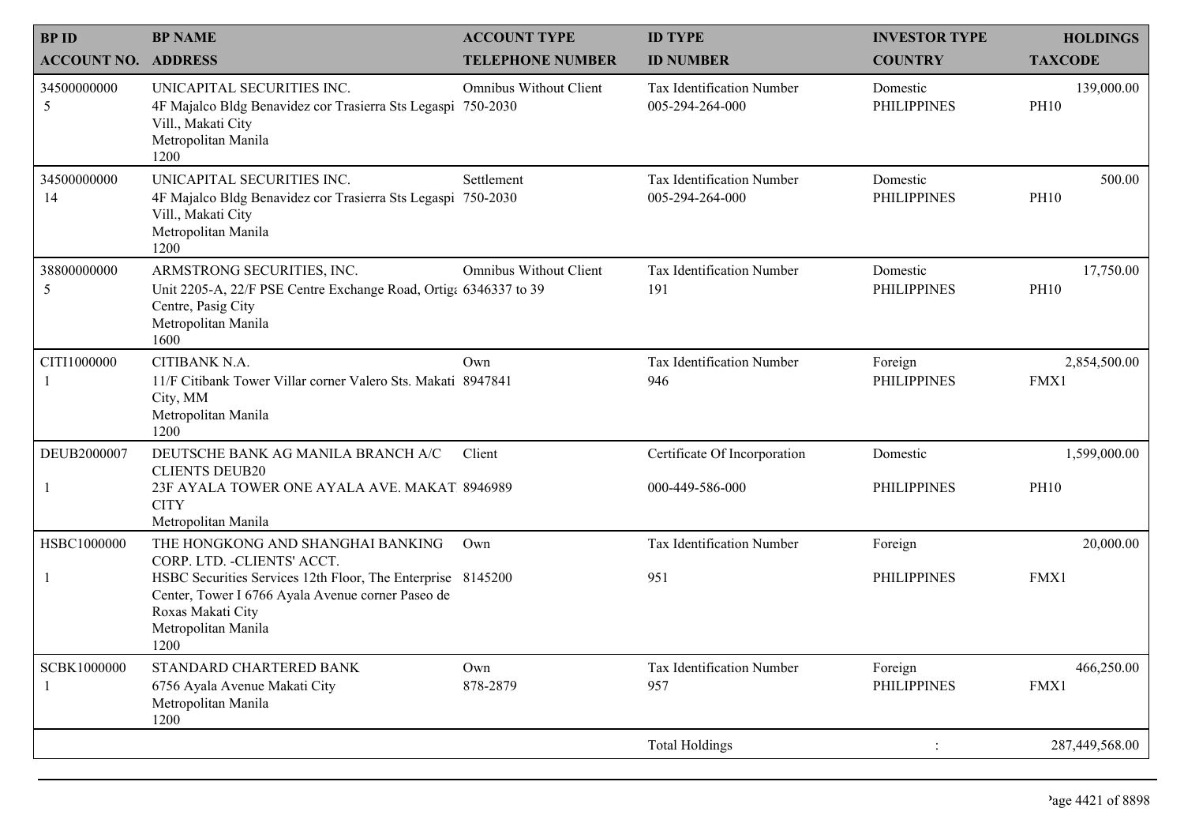| BP ID<br>ACCOUNT NO. | BP NAME<br>ADDRESS | ACCOUNT TYPE<br>TELEPHONE NUMBER | ID TYPE<br>ID NUMBER | INVESTOR TYPE<br>COUNTRY | HOLDINGS<br>TAXCODE |
|---|---|---|---|---|---|
| 34500000000<br>5 | UNICAPITAL SECURITIES INC.<br>4F Majalco Bldg Benavidez cor Trasierra Sts Legaspi Vill., Makati City<br>Metropolitan Manila<br>1200 | Omnibus Without Client<br>750-2030 | Tax Identification Number<br>005-294-264-000 | Domestic<br>PHILIPPINES | 139,000.00<br>PH10 |
| 34500000000<br>14 | UNICAPITAL SECURITIES INC.<br>4F Majalco Bldg Benavidez cor Trasierra Sts Legaspi Vill., Makati City<br>Metropolitan Manila<br>1200 | Settlement<br>750-2030 | Tax Identification Number<br>005-294-264-000 | Domestic<br>PHILIPPINES | 500.00<br>PH10 |
| 38800000000<br>5 | ARMSTRONG SECURITIES, INC.<br>Unit 2205-A, 22/F PSE Centre Exchange Road, Ortiga Centre, Pasig City<br>Metropolitan Manila<br>1600 | Omnibus Without Client<br>6346337 to 39 | Tax Identification Number<br>191 | Domestic<br>PHILIPPINES | 17,750.00<br>PH10 |
| CITI1000000<br>1 | CITIBANK N.A.<br>11/F Citibank Tower Villar corner Valero Sts. Makati City, MM<br>Metropolitan Manila<br>1200 | Own<br>8947841 | Tax Identification Number<br>946 | Foreign<br>PHILIPPINES | 2,854,500.00<br>FMX1 |
| DEUB2000007<br>1 | DEUTSCHE BANK AG MANILA BRANCH A/C CLIENTS DEUB20<br>23F AYALA TOWER ONE AYALA AVE. MAKATI CITY<br>Metropolitan Manila | Client<br>8946989 | Certificate Of Incorporation<br>000-449-586-000 | Domestic<br>PHILIPPINES | 1,599,000.00<br>PH10 |
| HSBC1000000<br>1 | THE HONGKONG AND SHANGHAI BANKING CORP. LTD. -CLIENTS' ACCT.<br>HSBC Securities Services 12th Floor, The Enterprise Center, Tower I 6766 Ayala Avenue corner Paseo de Roxas Makati City<br>Metropolitan Manila<br>1200 | Own<br>8145200 | Tax Identification Number<br>951 | Foreign<br>PHILIPPINES | 20,000.00<br>FMX1 |
| SCBK1000000<br>1 | STANDARD CHARTERED BANK<br>6756 Ayala Avenue Makati City<br>Metropolitan Manila<br>1200 | Own<br>878-2879 | Tax Identification Number<br>957 | Foreign<br>PHILIPPINES | 466,250.00<br>FMX1 |
| | | | Total Holdings | : | 287,449,568.00 |